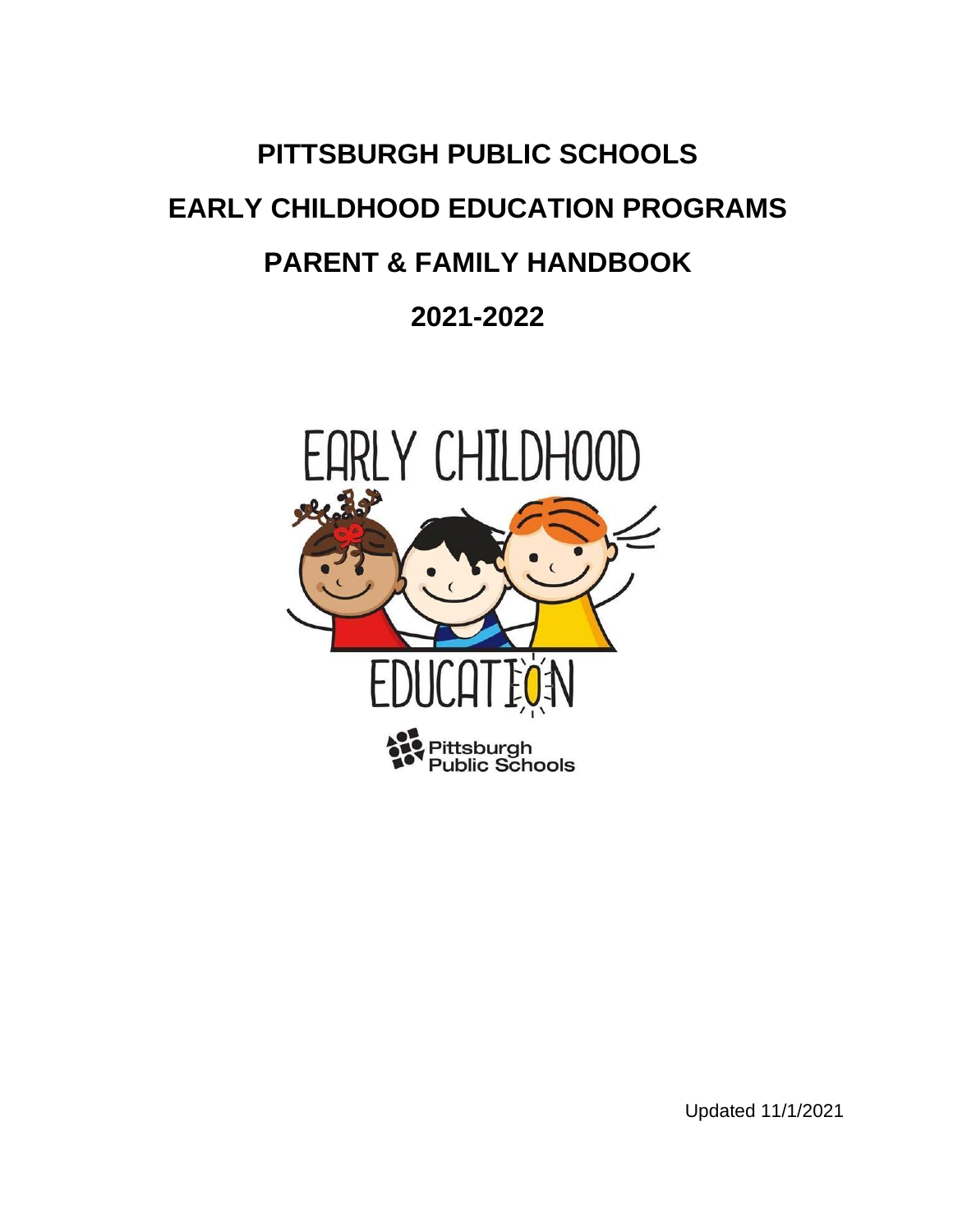# PITTSBURGH PUBLIC SCHOOLS

# EARLY CHILDHOOD EDUCATION PROGRAMS

# PARENT & FAMILY HANDBOOK

# 2021-2022

Updated 11/1/2021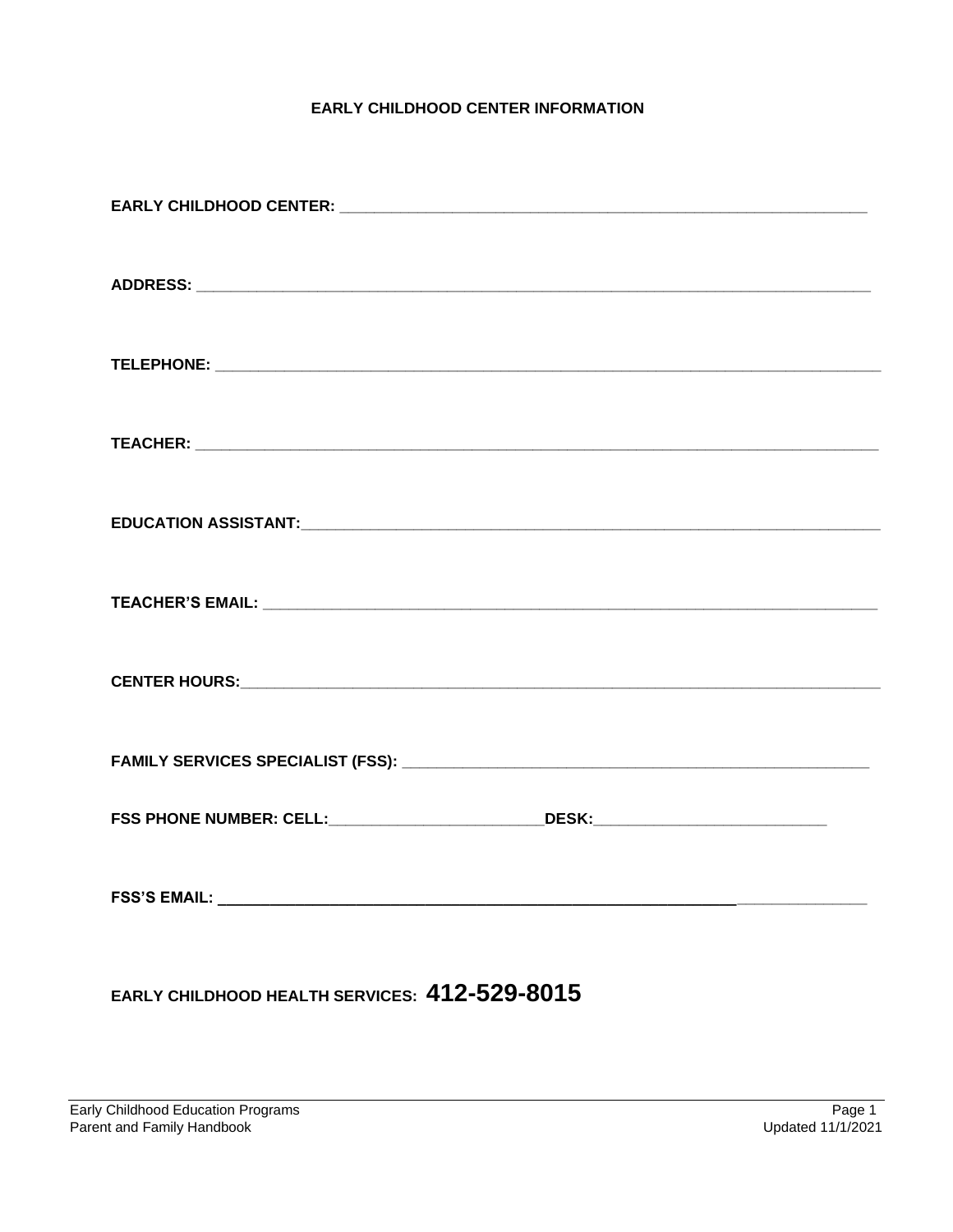# EARLY CHILDHOOD CENTER INFORMATION

**EARLY CHILDHOOD CENTER:** ______________________________________________________________

**ADDRESS:** ______________________________________________________________________________

**TELEPHONE:** ____________________________________________________________________________

**TEACHER:** ______________________________________________________________________________

**EDUCATION ASSISTANT:**__________________________________________________________________

**TEACHER'S EMAIL:** ______________________________________________________________________

**CENTER HOURS:**_________________________________________________________________________

**FAMILY SERVICES SPECIALIST (FSS):** _____________________________________________________

**FSS PHONE NUMBER: CELL:**_________________________**DESK:**___________________________

**FSS'S EMAIL:** __________________________________________________________________________

**EARLY CHILDHOOD HEALTH SERVICES: 412-529-8015**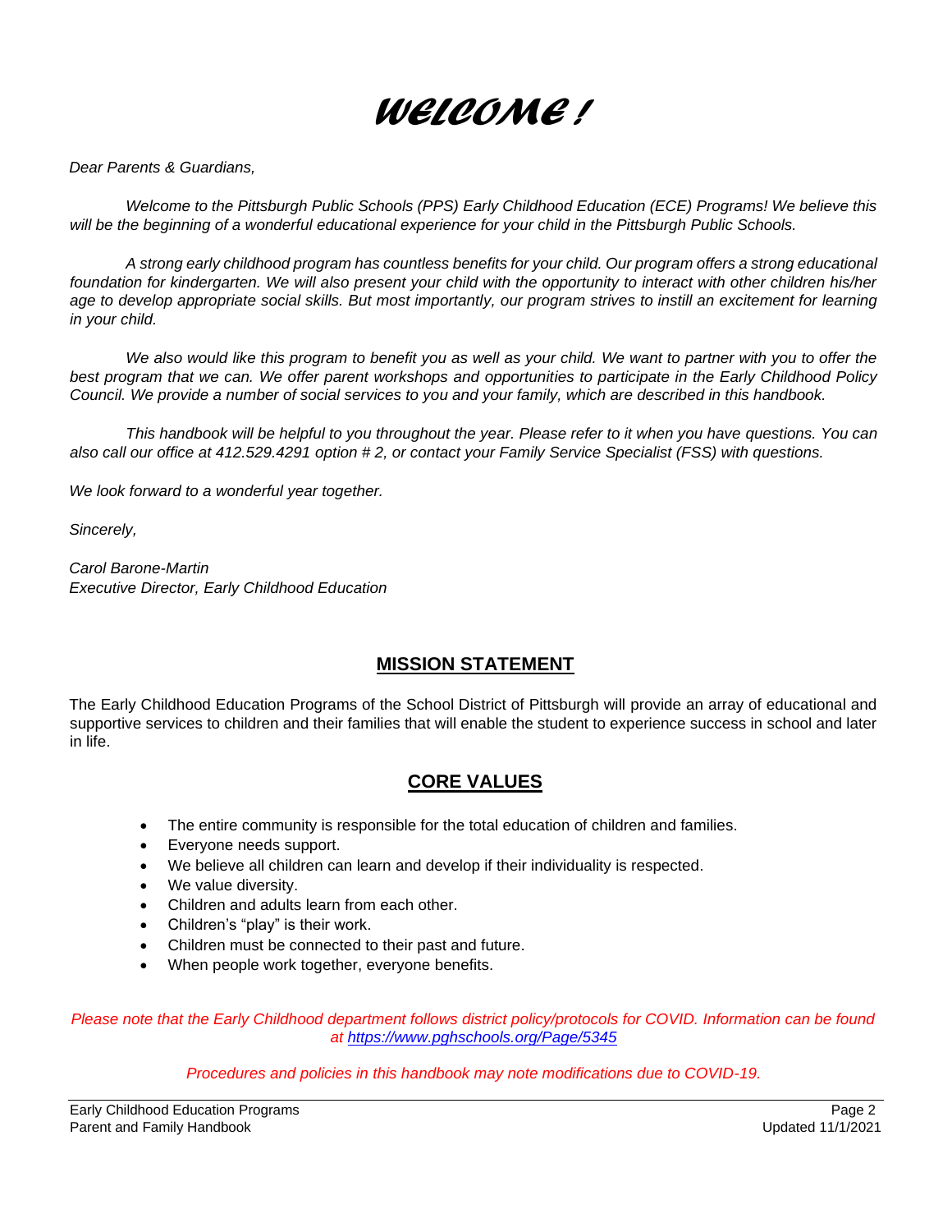# Welcome!

*Dear Parents & Guardians,*

*Welcome to the Pittsburgh Public Schools (PPS) Early Childhood Education (ECE) Programs! We believe this will be the beginning of a wonderful educational experience for your child in the Pittsburgh Public Schools.*

*A strong early childhood program has countless benefits for your child. Our program offers a strong educational foundation for kindergarten. We will also present your child with the opportunity to interact with other children his/her age to develop appropriate social skills. But most importantly, our program strives to instill an excitement for learning in your child.*

*We also would like this program to benefit you as well as your child. We want to partner with you to offer the best program that we can. We offer parent workshops and opportunities to participate in the Early Childhood Policy Council. We provide a number of social services to you and your family, which are described in this handbook.*

*This handbook will be helpful to you throughout the year. Please refer to it when you have questions. You can also call our office at 412.529.4291 option # 2, or contact your Family Service Specialist (FSS) with questions.*

*We look forward to a wonderful year together.*

*Sincerely,*

*Carol Barone-Martin*
*Executive Director, Early Childhood Education*

## MISSION STATEMENT

The Early Childhood Education Programs of the School District of Pittsburgh will provide an array of educational and supportive services to children and their families that will enable the student to experience success in school and later in life.

## CORE VALUES

- The entire community is responsible for the total education of children and families.
- Everyone needs support.
- We believe all children can learn and develop if their individuality is respected.
- We value diversity.
- Children and adults learn from each other.
- Children's "play" is their work.
- Children must be connected to their past and future.
- When people work together, everyone benefits.

*Please note that the Early Childhood department follows district policy/protocols for COVID. Information can be found at https://www.pghschools.org/Page/5345*

*Procedures and policies in this handbook may note modifications due to COVID-19.*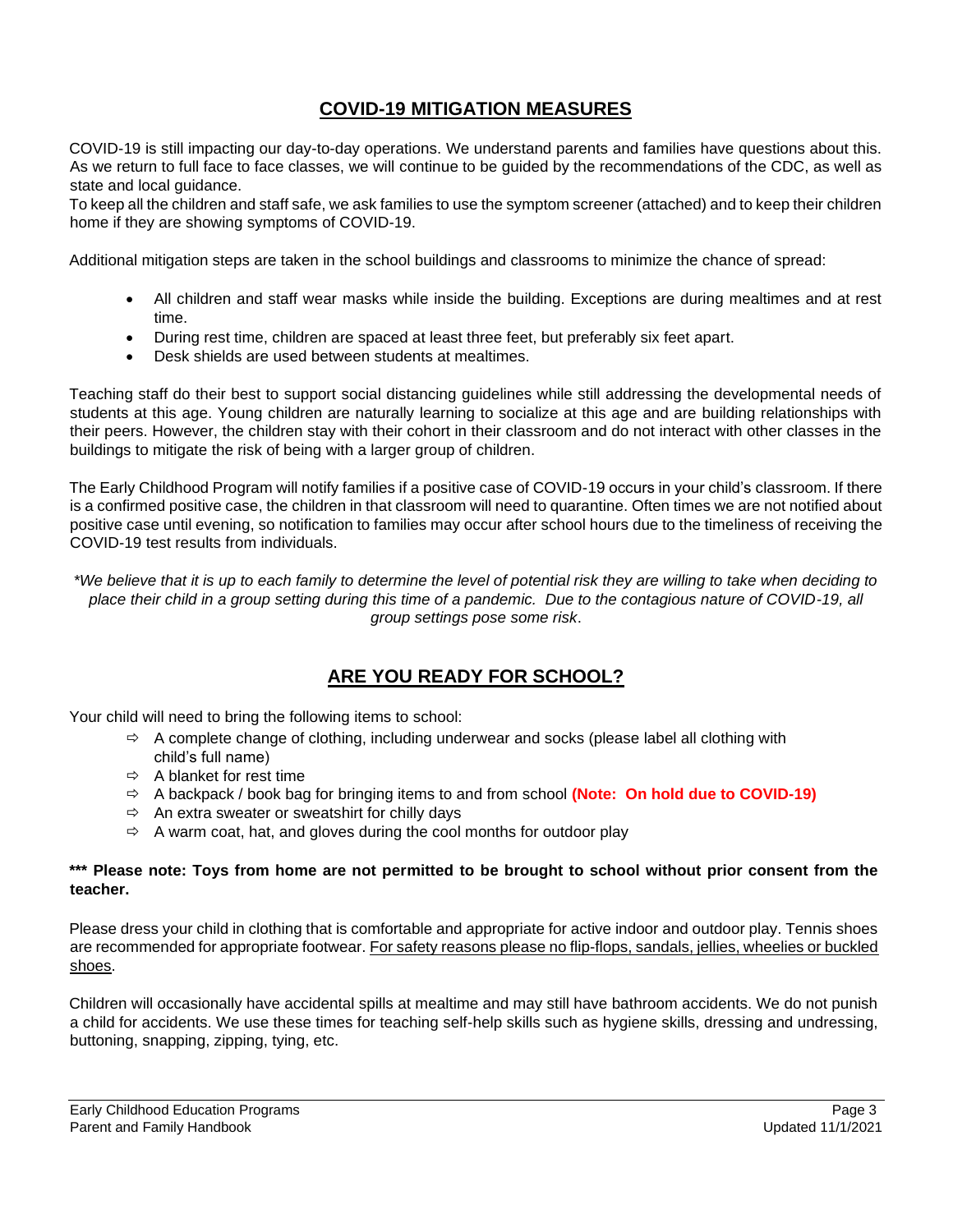## COVID-19 MITIGATION MEASURES

COVID-19 is still impacting our day-to-day operations. We understand parents and families have questions about this. As we return to full face to face classes, we will continue to be guided by the recommendations of the CDC, as well as state and local guidance.
To keep all the children and staff safe, we ask families to use the symptom screener (attached) and to keep their children home if they are showing symptoms of COVID-19.

Additional mitigation steps are taken in the school buildings and classrooms to minimize the chance of spread:

- All children and staff wear masks while inside the building. Exceptions are during mealtimes and at rest time.
- During rest time, children are spaced at least three feet, but preferably six feet apart.
- Desk shields are used between students at mealtimes.

Teaching staff do their best to support social distancing guidelines while still addressing the developmental needs of students at this age. Young children are naturally learning to socialize at this age and are building relationships with their peers. However, the children stay with their cohort in their classroom and do not interact with other classes in the buildings to mitigate the risk of being with a larger group of children.

The Early Childhood Program will notify families if a positive case of COVID-19 occurs in your child's classroom. If there is a confirmed positive case, the children in that classroom will need to quarantine. Often times we are not notified about positive case until evening, so notification to families may occur after school hours due to the timeliness of receiving the COVID-19 test results from individuals.

*\*We believe that it is up to each family to determine the level of potential risk they are willing to take when deciding to place their child in a group setting during this time of a pandemic. Due to the contagious nature of COVID-19, all group settings pose some risk.*

## ARE YOU READY FOR SCHOOL?

Your child will need to bring the following items to school:

- ⇨ A complete change of clothing, including underwear and socks (please label all clothing with child's full name)
- ⇨ A blanket for rest time
- ⇨ A backpack / book bag for bringing items to and from school **(Note: On hold due to COVID-19)**
- ⇨ An extra sweater or sweatshirt for chilly days
- ⇨ A warm coat, hat, and gloves during the cool months for outdoor play

**\*\*\* Please note: Toys from home are not permitted to be brought to school without prior consent from the teacher.**

Please dress your child in clothing that is comfortable and appropriate for active indoor and outdoor play. Tennis shoes are recommended for appropriate footwear. <u>For safety reasons please no flip-flops, sandals, jellies, wheelies or buckled shoes</u>.

Children will occasionally have accidental spills at mealtime and may still have bathroom accidents. We do not punish a child for accidents. We use these times for teaching self-help skills such as hygiene skills, dressing and undressing, buttoning, snapping, zipping, tying, etc.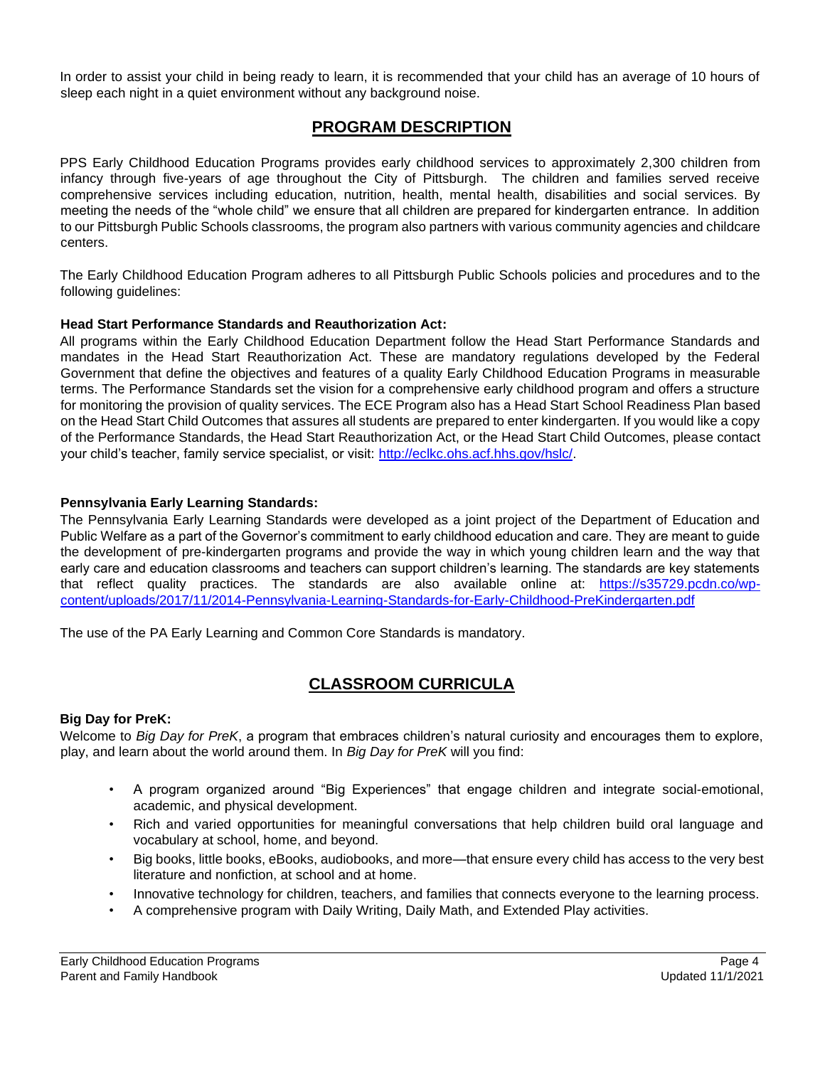In order to assist your child in being ready to learn, it is recommended that your child has an average of 10 hours of sleep each night in a quiet environment without any background noise.

## PROGRAM DESCRIPTION

PPS Early Childhood Education Programs provides early childhood services to approximately 2,300 children from infancy through five-years of age throughout the City of Pittsburgh. The children and families served receive comprehensive services including education, nutrition, health, mental health, disabilities and social services. By meeting the needs of the "whole child" we ensure that all children are prepared for kindergarten entrance. In addition to our Pittsburgh Public Schools classrooms, the program also partners with various community agencies and childcare centers.

The Early Childhood Education Program adheres to all Pittsburgh Public Schools policies and procedures and to the following guidelines:

**Head Start Performance Standards and Reauthorization Act:**

All programs within the Early Childhood Education Department follow the Head Start Performance Standards and mandates in the Head Start Reauthorization Act. These are mandatory regulations developed by the Federal Government that define the objectives and features of a quality Early Childhood Education Programs in measurable terms. The Performance Standards set the vision for a comprehensive early childhood program and offers a structure for monitoring the provision of quality services. The ECE Program also has a Head Start School Readiness Plan based on the Head Start Child Outcomes that assures all students are prepared to enter kindergarten. If you would like a copy of the Performance Standards, the Head Start Reauthorization Act, or the Head Start Child Outcomes, please contact your child's teacher, family service specialist, or visit: http://eclkc.ohs.acf.hhs.gov/hslc/.

**Pennsylvania Early Learning Standards:**

The Pennsylvania Early Learning Standards were developed as a joint project of the Department of Education and Public Welfare as a part of the Governor's commitment to early childhood education and care. They are meant to guide the development of pre-kindergarten programs and provide the way in which young children learn and the way that early care and education classrooms and teachers can support children's learning. The standards are key statements that reflect quality practices. The standards are also available online at: https://s35729.pcdn.co/wp-content/uploads/2017/11/2014-Pennsylvania-Learning-Standards-for-Early-Childhood-PreKindergarten.pdf

The use of the PA Early Learning and Common Core Standards is mandatory.

## CLASSROOM CURRICULA

**Big Day for PreK:**

Welcome to *Big Day for PreK*, a program that embraces children's natural curiosity and encourages them to explore, play, and learn about the world around them. In *Big Day for PreK* will you find:

- A program organized around "Big Experiences" that engage children and integrate social-emotional, academic, and physical development.
- Rich and varied opportunities for meaningful conversations that help children build oral language and vocabulary at school, home, and beyond.
- Big books, little books, eBooks, audiobooks, and more—that ensure every child has access to the very best literature and nonfiction, at school and at home.
- Innovative technology for children, teachers, and families that connects everyone to the learning process.
- A comprehensive program with Daily Writing, Daily Math, and Extended Play activities.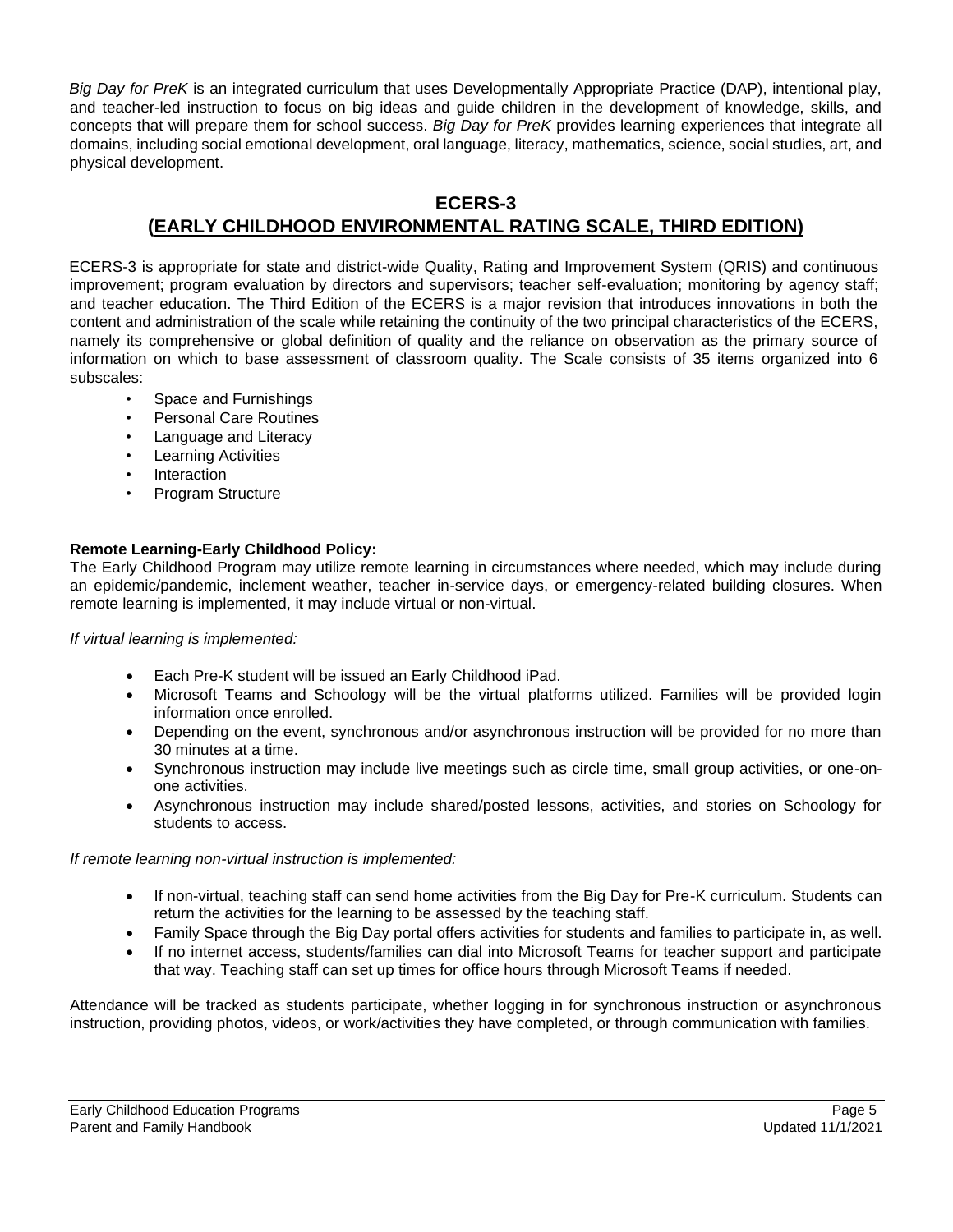*Big Day for PreK* is an integrated curriculum that uses Developmentally Appropriate Practice (DAP), intentional play, and teacher-led instruction to focus on big ideas and guide children in the development of knowledge, skills, and concepts that will prepare them for school success. *Big Day for PreK* provides learning experiences that integrate all domains, including social emotional development, oral language, literacy, mathematics, science, social studies, art, and physical development.

## ECERS-3
## (EARLY CHILDHOOD ENVIRONMENTAL RATING SCALE, THIRD EDITION)

ECERS-3 is appropriate for state and district-wide Quality, Rating and Improvement System (QRIS) and continuous improvement; program evaluation by directors and supervisors; teacher self-evaluation; monitoring by agency staff; and teacher education. The Third Edition of the ECERS is a major revision that introduces innovations in both the content and administration of the scale while retaining the continuity of the two principal characteristics of the ECERS, namely its comprehensive or global definition of quality and the reliance on observation as the primary source of information on which to base assessment of classroom quality. The Scale consists of 35 items organized into 6 subscales:

- Space and Furnishings
- Personal Care Routines
- Language and Literacy
- Learning Activities
- Interaction
- Program Structure

**Remote Learning-Early Childhood Policy:**
The Early Childhood Program may utilize remote learning in circumstances where needed, which may include during an epidemic/pandemic, inclement weather, teacher in-service days, or emergency-related building closures. When remote learning is implemented, it may include virtual or non-virtual.

*If virtual learning is implemented:*

- Each Pre-K student will be issued an Early Childhood iPad.
- Microsoft Teams and Schoology will be the virtual platforms utilized. Families will be provided login information once enrolled.
- Depending on the event, synchronous and/or asynchronous instruction will be provided for no more than 30 minutes at a time.
- Synchronous instruction may include live meetings such as circle time, small group activities, or one-on-one activities.
- Asynchronous instruction may include shared/posted lessons, activities, and stories on Schoology for students to access.

*If remote learning non-virtual instruction is implemented:*

- If non-virtual, teaching staff can send home activities from the Big Day for Pre-K curriculum. Students can return the activities for the learning to be assessed by the teaching staff.
- Family Space through the Big Day portal offers activities for students and families to participate in, as well.
- If no internet access, students/families can dial into Microsoft Teams for teacher support and participate that way. Teaching staff can set up times for office hours through Microsoft Teams if needed.

Attendance will be tracked as students participate, whether logging in for synchronous instruction or asynchronous instruction, providing photos, videos, or work/activities they have completed, or through communication with families.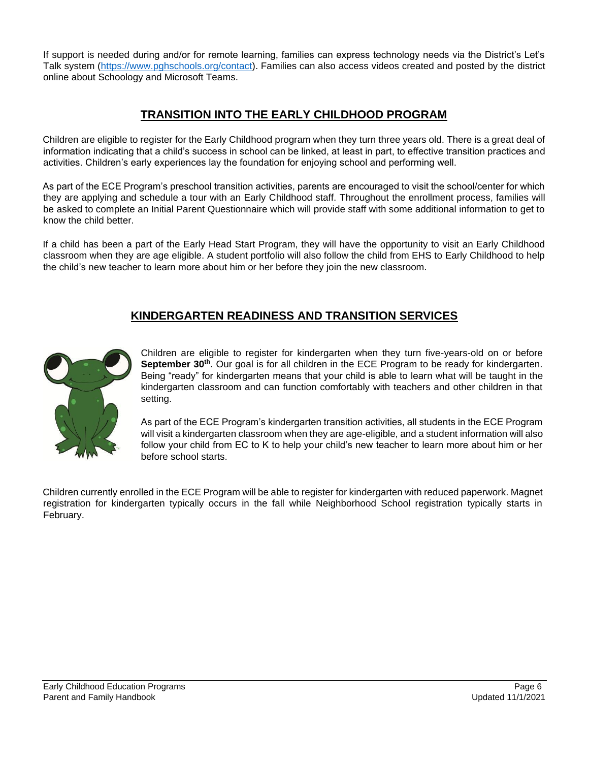If support is needed during and/or for remote learning, families can express technology needs via the District's Let's Talk system (https://www.pghschools.org/contact). Families can also access videos created and posted by the district online about Schoology and Microsoft Teams.

## TRANSITION INTO THE EARLY CHILDHOOD PROGRAM

Children are eligible to register for the Early Childhood program when they turn three years old. There is a great deal of information indicating that a child's success in school can be linked, at least in part, to effective transition practices and activities. Children's early experiences lay the foundation for enjoying school and performing well.

As part of the ECE Program's preschool transition activities, parents are encouraged to visit the school/center for which they are applying and schedule a tour with an Early Childhood staff. Throughout the enrollment process, families will be asked to complete an Initial Parent Questionnaire which will provide staff with some additional information to get to know the child better.

If a child has been a part of the Early Head Start Program, they will have the opportunity to visit an Early Childhood classroom when they are age eligible. A student portfolio will also follow the child from EHS to Early Childhood to help the child's new teacher to learn more about him or her before they join the new classroom.

## KINDERGARTEN READINESS AND TRANSITION SERVICES

Children are eligible to register for kindergarten when they turn five-years-old on or before **September 30th**. Our goal is for all children in the ECE Program to be ready for kindergarten. Being "ready" for kindergarten means that your child is able to learn what will be taught in the kindergarten classroom and can function comfortably with teachers and other children in that setting.

As part of the ECE Program's kindergarten transition activities, all students in the ECE Program will visit a kindergarten classroom when they are age-eligible, and a student information will also follow your child from EC to K to help your child's new teacher to learn more about him or her before school starts.

Children currently enrolled in the ECE Program will be able to register for kindergarten with reduced paperwork. Magnet registration for kindergarten typically occurs in the fall while Neighborhood School registration typically starts in February.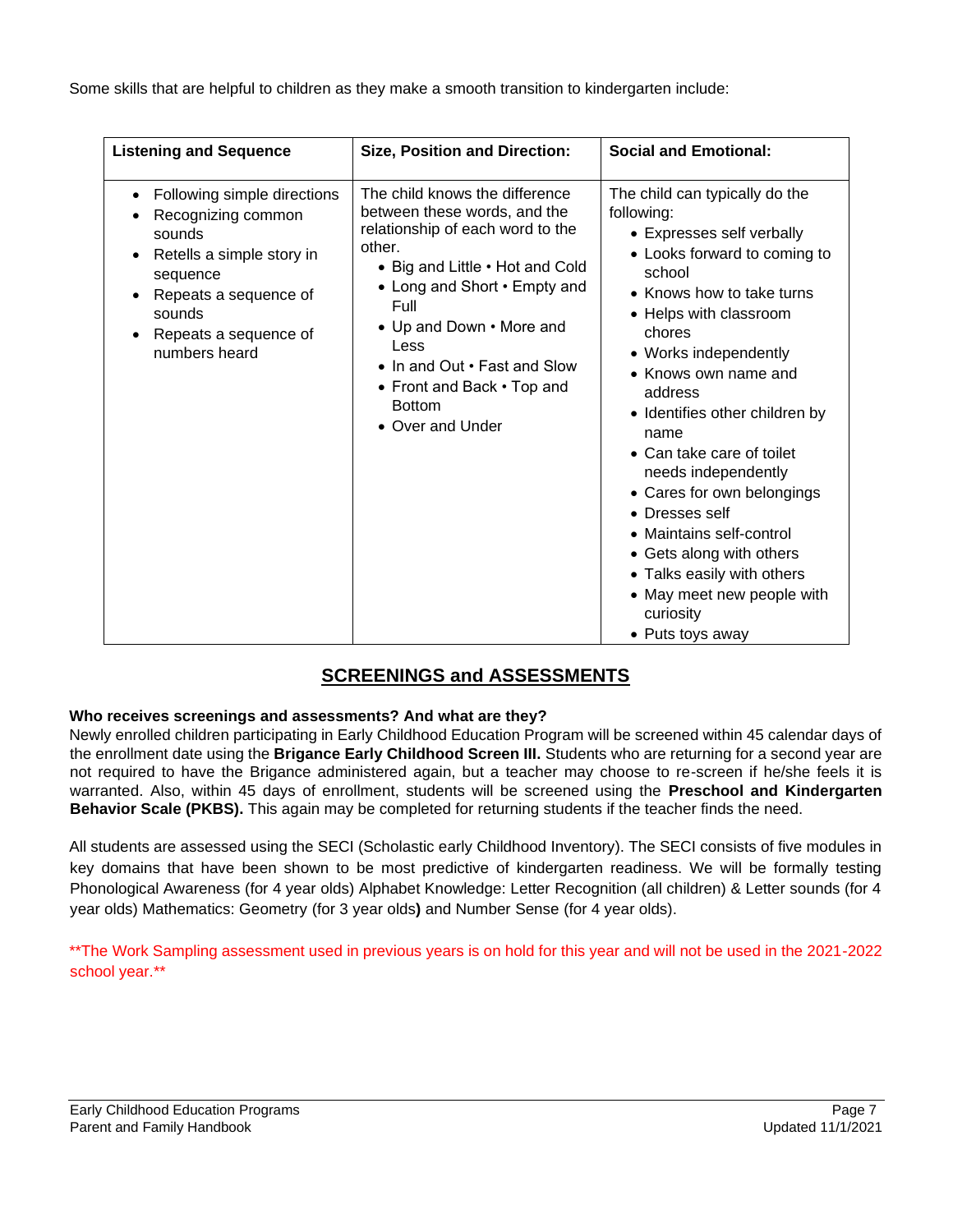Some skills that are helpful to children as they make a smooth transition to kindergarten include:

| Listening and Sequence | Size, Position and Direction: | Social and Emotional: |
|---|---|---|
| • Following simple directions<br>• Recognizing common sounds<br>• Retells a simple story in sequence<br>• Repeats a sequence of sounds<br>• Repeats a sequence of numbers heard | The child knows the difference between these words, and the relationship of each word to the other.<br>• Big and Little • Hot and Cold<br>• Long and Short • Empty and Full<br>• Up and Down • More and Less<br>• In and Out • Fast and Slow<br>• Front and Back • Top and Bottom<br>• Over and Under | The child can typically do the following:<br>• Expresses self verbally<br>• Looks forward to coming to school<br>• Knows how to take turns<br>• Helps with classroom chores<br>• Works independently<br>• Knows own name and address<br>• Identifies other children by name<br>• Can take care of toilet needs independently<br>• Cares for own belongings<br>• Dresses self<br>• Maintains self-control<br>• Gets along with others<br>• Talks easily with others<br>• May meet new people with curiosity<br>• Puts toys away |

## SCREENINGS and ASSESSMENTS

**Who receives screenings and assessments? And what are they?**

Newly enrolled children participating in Early Childhood Education Program will be screened within 45 calendar days of the enrollment date using the **Brigance Early Childhood Screen III.** Students who are returning for a second year are not required to have the Brigance administered again, but a teacher may choose to re-screen if he/she feels it is warranted. Also, within 45 days of enrollment, students will be screened using the **Preschool and Kindergarten Behavior Scale (PKBS).** This again may be completed for returning students if the teacher finds the need.

All students are assessed using the SECI (Scholastic early Childhood Inventory). The SECI consists of five modules in key domains that have been shown to be most predictive of kindergarten readiness. We will be formally testing Phonological Awareness (for 4 year olds) Alphabet Knowledge: Letter Recognition (all children) & Letter sounds (for 4 year olds) Mathematics: Geometry (for 3 year olds**)** and Number Sense (for 4 year olds).

**The Work Sampling assessment used in previous years is on hold for this year and will not be used in the 2021-2022 school year.**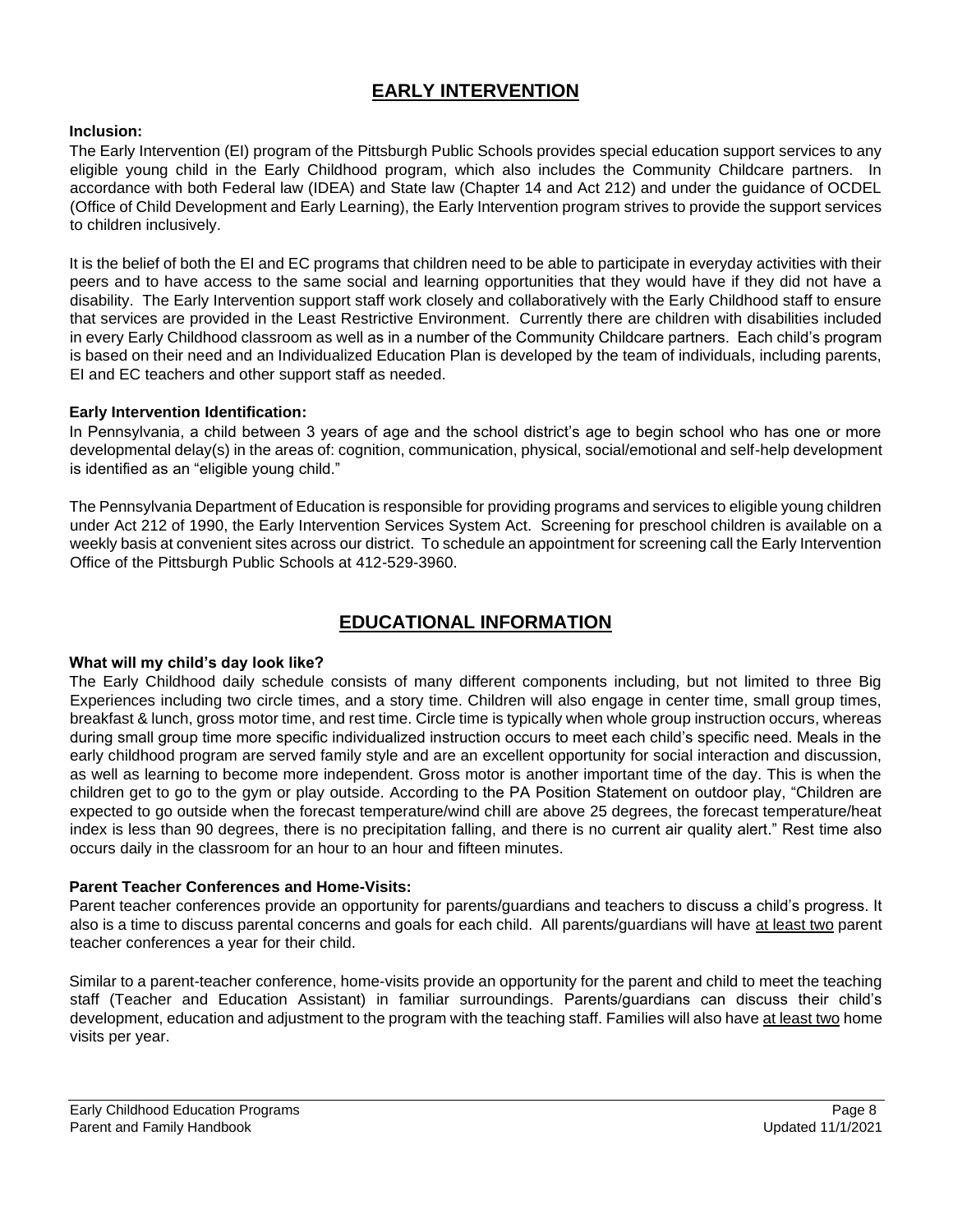# EARLY INTERVENTION

**Inclusion:**

The Early Intervention (EI) program of the Pittsburgh Public Schools provides special education support services to any eligible young child in the Early Childhood program, which also includes the Community Childcare partners. In accordance with both Federal law (IDEA) and State law (Chapter 14 and Act 212) and under the guidance of OCDEL (Office of Child Development and Early Learning), the Early Intervention program strives to provide the support services to children inclusively.

It is the belief of both the EI and EC programs that children need to be able to participate in everyday activities with their peers and to have access to the same social and learning opportunities that they would have if they did not have a disability. The Early Intervention support staff work closely and collaboratively with the Early Childhood staff to ensure that services are provided in the Least Restrictive Environment. Currently there are children with disabilities included in every Early Childhood classroom as well as in a number of the Community Childcare partners. Each child's program is based on their need and an Individualized Education Plan is developed by the team of individuals, including parents, EI and EC teachers and other support staff as needed.

**Early Intervention Identification:**

In Pennsylvania, a child between 3 years of age and the school district's age to begin school who has one or more developmental delay(s) in the areas of: cognition, communication, physical, social/emotional and self-help development is identified as an "eligible young child."

The Pennsylvania Department of Education is responsible for providing programs and services to eligible young children under Act 212 of 1990, the Early Intervention Services System Act. Screening for preschool children is available on a weekly basis at convenient sites across our district. To schedule an appointment for screening call the Early Intervention Office of the Pittsburgh Public Schools at 412-529-3960.

# EDUCATIONAL INFORMATION

**What will my child's day look like?**

The Early Childhood daily schedule consists of many different components including, but not limited to three Big Experiences including two circle times, and a story time. Children will also engage in center time, small group times, breakfast & lunch, gross motor time, and rest time. Circle time is typically when whole group instruction occurs, whereas during small group time more specific individualized instruction occurs to meet each child's specific need. Meals in the early childhood program are served family style and are an excellent opportunity for social interaction and discussion, as well as learning to become more independent. Gross motor is another important time of the day. This is when the children get to go to the gym or play outside. According to the PA Position Statement on outdoor play, "Children are expected to go outside when the forecast temperature/wind chill are above 25 degrees, the forecast temperature/heat index is less than 90 degrees, there is no precipitation falling, and there is no current air quality alert." Rest time also occurs daily in the classroom for an hour to an hour and fifteen minutes.

**Parent Teacher Conferences and Home-Visits:**

Parent teacher conferences provide an opportunity for parents/guardians and teachers to discuss a child's progress. It also is a time to discuss parental concerns and goals for each child. All parents/guardians will have at least two parent teacher conferences a year for their child.

Similar to a parent-teacher conference, home-visits provide an opportunity for the parent and child to meet the teaching staff (Teacher and Education Assistant) in familiar surroundings. Parents/guardians can discuss their child's development, education and adjustment to the program with the teaching staff. Families will also have at least two home visits per year.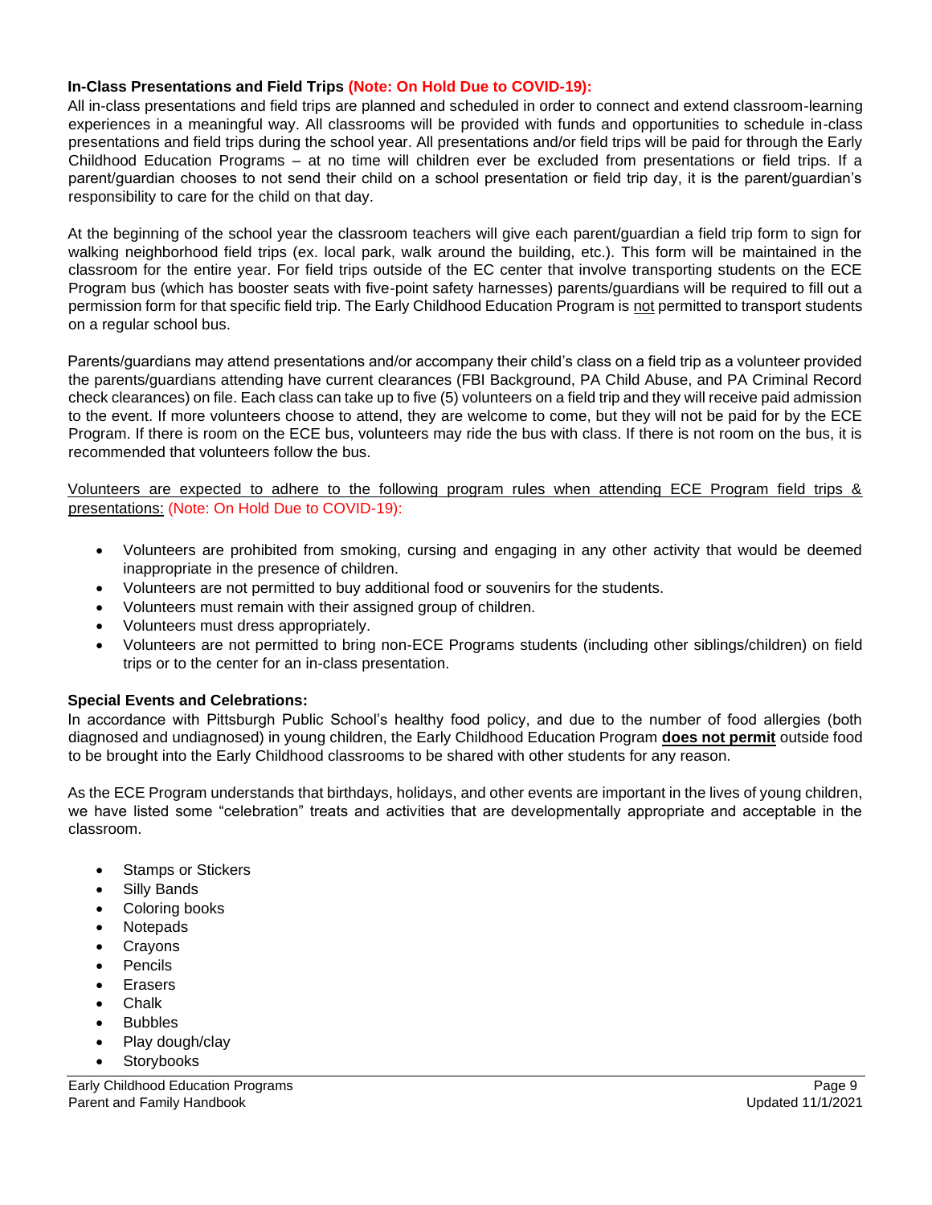**In-Class Presentations and Field Trips (Note: On Hold Due to COVID-19):**

All in-class presentations and field trips are planned and scheduled in order to connect and extend classroom-learning experiences in a meaningful way. All classrooms will be provided with funds and opportunities to schedule in-class presentations and field trips during the school year. All presentations and/or field trips will be paid for through the Early Childhood Education Programs – at no time will children ever be excluded from presentations or field trips. If a parent/guardian chooses to not send their child on a school presentation or field trip day, it is the parent/guardian's responsibility to care for the child on that day.

At the beginning of the school year the classroom teachers will give each parent/guardian a field trip form to sign for walking neighborhood field trips (ex. local park, walk around the building, etc.). This form will be maintained in the classroom for the entire year. For field trips outside of the EC center that involve transporting students on the ECE Program bus (which has booster seats with five-point safety harnesses) parents/guardians will be required to fill out a permission form for that specific field trip. The Early Childhood Education Program is not permitted to transport students on a regular school bus.

Parents/guardians may attend presentations and/or accompany their child's class on a field trip as a volunteer provided the parents/guardians attending have current clearances (FBI Background, PA Child Abuse, and PA Criminal Record check clearances) on file. Each class can take up to five (5) volunteers on a field trip and they will receive paid admission to the event. If more volunteers choose to attend, they are welcome to come, but they will not be paid for by the ECE Program. If there is room on the ECE bus, volunteers may ride the bus with class. If there is not room on the bus, it is recommended that volunteers follow the bus.

Volunteers are expected to adhere to the following program rules when attending ECE Program field trips & presentations: (Note: On Hold Due to COVID-19):

- Volunteers are prohibited from smoking, cursing and engaging in any other activity that would be deemed inappropriate in the presence of children.
- Volunteers are not permitted to buy additional food or souvenirs for the students.
- Volunteers must remain with their assigned group of children.
- Volunteers must dress appropriately.
- Volunteers are not permitted to bring non-ECE Programs students (including other siblings/children) on field trips or to the center for an in-class presentation.

**Special Events and Celebrations:**

In accordance with Pittsburgh Public School's healthy food policy, and due to the number of food allergies (both diagnosed and undiagnosed) in young children, the Early Childhood Education Program **does not permit** outside food to be brought into the Early Childhood classrooms to be shared with other students for any reason.

As the ECE Program understands that birthdays, holidays, and other events are important in the lives of young children, we have listed some "celebration" treats and activities that are developmentally appropriate and acceptable in the classroom.

- Stamps or Stickers
- Silly Bands
- Coloring books
- Notepads
- Crayons
- Pencils
- Erasers
- Chalk
- Bubbles
- Play dough/clay
- Storybooks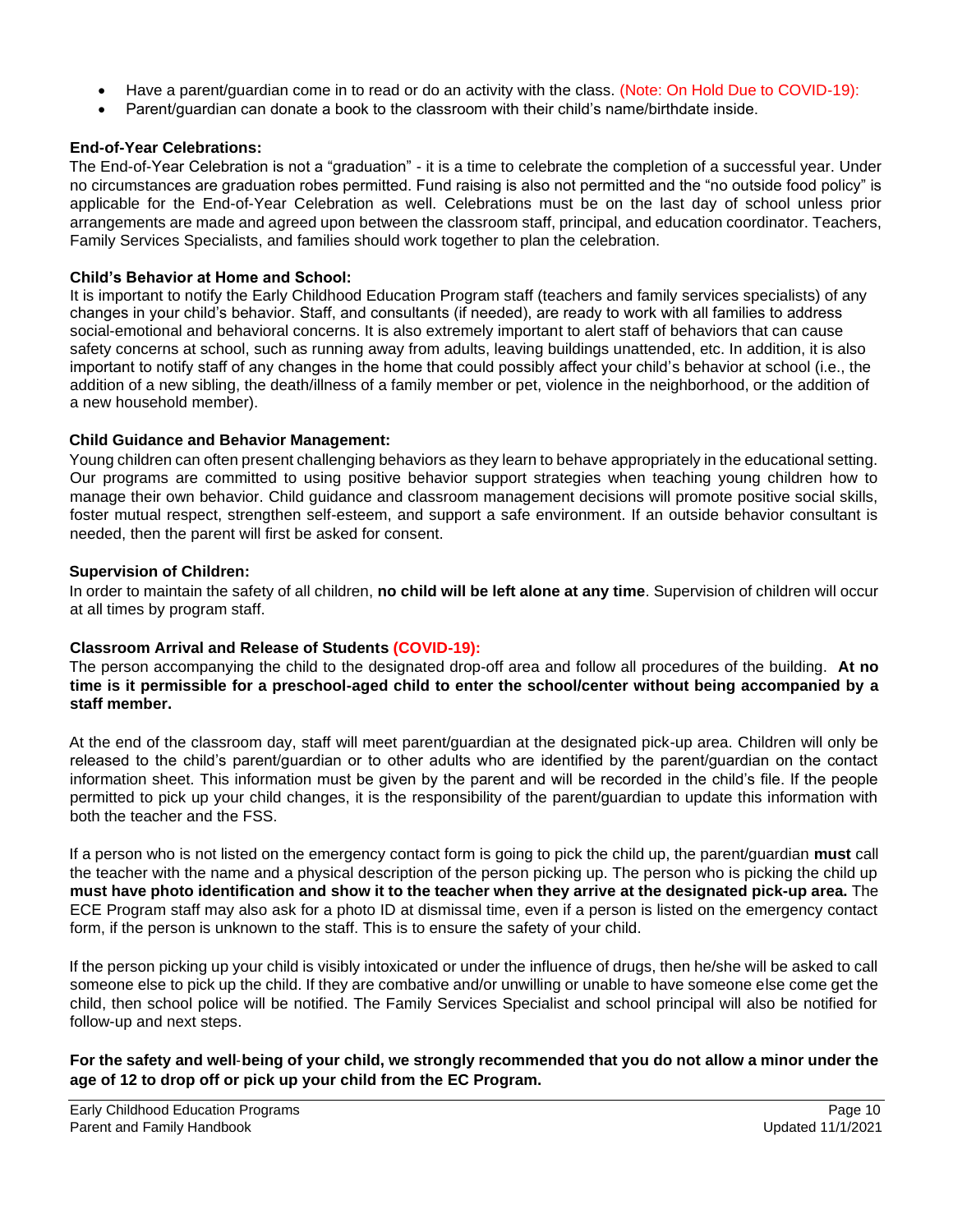- Have a parent/guardian come in to read or do an activity with the class. (Note: On Hold Due to COVID-19):
- Parent/guardian can donate a book to the classroom with their child's name/birthdate inside.

**End-of-Year Celebrations:**

The End-of-Year Celebration is not a "graduation" - it is a time to celebrate the completion of a successful year. Under no circumstances are graduation robes permitted. Fund raising is also not permitted and the "no outside food policy" is applicable for the End-of-Year Celebration as well. Celebrations must be on the last day of school unless prior arrangements are made and agreed upon between the classroom staff, principal, and education coordinator. Teachers, Family Services Specialists, and families should work together to plan the celebration.

**Child's Behavior at Home and School:**

It is important to notify the Early Childhood Education Program staff (teachers and family services specialists) of any changes in your child's behavior. Staff, and consultants (if needed), are ready to work with all families to address social-emotional and behavioral concerns. It is also extremely important to alert staff of behaviors that can cause safety concerns at school, such as running away from adults, leaving buildings unattended, etc. In addition, it is also important to notify staff of any changes in the home that could possibly affect your child's behavior at school (i.e., the addition of a new sibling, the death/illness of a family member or pet, violence in the neighborhood, or the addition of a new household member).

**Child Guidance and Behavior Management:**

Young children can often present challenging behaviors as they learn to behave appropriately in the educational setting. Our programs are committed to using positive behavior support strategies when teaching young children how to manage their own behavior. Child guidance and classroom management decisions will promote positive social skills, foster mutual respect, strengthen self-esteem, and support a safe environment. If an outside behavior consultant is needed, then the parent will first be asked for consent.

**Supervision of Children:**

In order to maintain the safety of all children, **no child will be left alone at any time**. Supervision of children will occur at all times by program staff.

**Classroom Arrival and Release of Students (COVID-19):**

The person accompanying the child to the designated drop-off area and follow all procedures of the building. **At no time is it permissible for a preschool-aged child to enter the school/center without being accompanied by a staff member.**

At the end of the classroom day, staff will meet parent/guardian at the designated pick-up area. Children will only be released to the child's parent/guardian or to other adults who are identified by the parent/guardian on the contact information sheet. This information must be given by the parent and will be recorded in the child's file. If the people permitted to pick up your child changes, it is the responsibility of the parent/guardian to update this information with both the teacher and the FSS.

If a person who is not listed on the emergency contact form is going to pick the child up, the parent/guardian **must** call the teacher with the name and a physical description of the person picking up. The person who is picking the child up **must have photo identification and show it to the teacher when they arrive at the designated pick-up area.** The ECE Program staff may also ask for a photo ID at dismissal time, even if a person is listed on the emergency contact form, if the person is unknown to the staff. This is to ensure the safety of your child.

If the person picking up your child is visibly intoxicated or under the influence of drugs, then he/she will be asked to call someone else to pick up the child. If they are combative and/or unwilling or unable to have someone else come get the child, then school police will be notified. The Family Services Specialist and school principal will also be notified for follow-up and next steps.

**For the safety and well-being of your child, we strongly recommended that you do not allow a minor under the age of 12 to drop off or pick up your child from the EC Program.**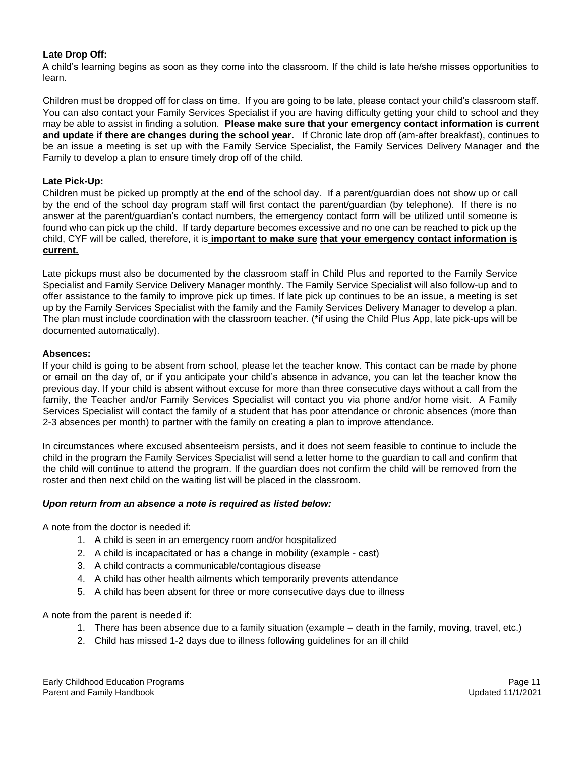**Late Drop Off:**

A child's learning begins as soon as they come into the classroom. If the child is late he/she misses opportunities to learn.

Children must be dropped off for class on time. If you are going to be late, please contact your child's classroom staff. You can also contact your Family Services Specialist if you are having difficulty getting your child to school and they may be able to assist in finding a solution. **Please make sure that your emergency contact information is current and update if there are changes during the school year.** If Chronic late drop off (am-after breakfast), continues to be an issue a meeting is set up with the Family Service Specialist, the Family Services Delivery Manager and the Family to develop a plan to ensure timely drop off of the child.

**Late Pick-Up:**

Children must be picked up promptly at the end of the school day. If a parent/guardian does not show up or call by the end of the school day program staff will first contact the parent/guardian (by telephone). If there is no answer at the parent/guardian's contact numbers, the emergency contact form will be utilized until someone is found who can pick up the child. If tardy departure becomes excessive and no one can be reached to pick up the child, CYF will be called, therefore, it is **important to make sure that your emergency contact information is current.**

Late pickups must also be documented by the classroom staff in Child Plus and reported to the Family Service Specialist and Family Service Delivery Manager monthly. The Family Service Specialist will also follow-up and to offer assistance to the family to improve pick up times. If late pick up continues to be an issue, a meeting is set up by the Family Services Specialist with the family and the Family Services Delivery Manager to develop a plan. The plan must include coordination with the classroom teacher. (*if using the Child Plus App, late pick-ups will be documented automatically).

**Absences:**

If your child is going to be absent from school, please let the teacher know. This contact can be made by phone or email on the day of, or if you anticipate your child's absence in advance, you can let the teacher know the previous day. If your child is absent without excuse for more than three consecutive days without a call from the family, the Teacher and/or Family Services Specialist will contact you via phone and/or home visit. A Family Services Specialist will contact the family of a student that has poor attendance or chronic absences (more than 2-3 absences per month) to partner with the family on creating a plan to improve attendance.

In circumstances where excused absenteeism persists, and it does not seem feasible to continue to include the child in the program the Family Services Specialist will send a letter home to the guardian to call and confirm that the child will continue to attend the program. If the guardian does not confirm the child will be removed from the roster and then next child on the waiting list will be placed in the classroom.

***Upon return from an absence a note is required as listed below:***

A note from the doctor is needed if:

1. A child is seen in an emergency room and/or hospitalized
2. A child is incapacitated or has a change in mobility (example - cast)
3. A child contracts a communicable/contagious disease
4. A child has other health ailments which temporarily prevents attendance
5. A child has been absent for three or more consecutive days due to illness

A note from the parent is needed if:

1. There has been absence due to a family situation (example – death in the family, moving, travel, etc.)
2. Child has missed 1-2 days due to illness following guidelines for an ill child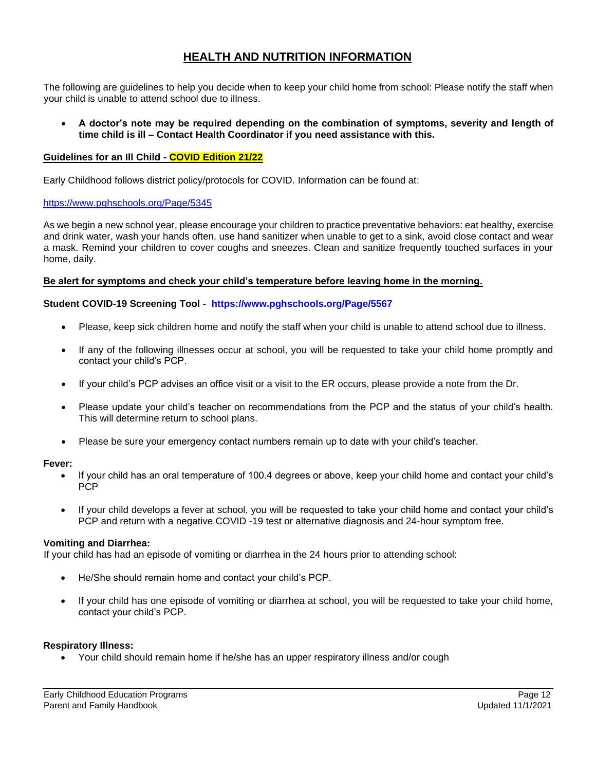# HEALTH AND NUTRITION INFORMATION

The following are guidelines to help you decide when to keep your child home from school: Please notify the staff when your child is unable to attend school due to illness.

- **A doctor's note may be required depending on the combination of symptoms, severity and length of time child is ill – Contact Health Coordinator if you need assistance with this.**

**Guidelines for an Ill Child - COVID Edition 21/22**

Early Childhood follows district policy/protocols for COVID. Information can be found at:

https://www.pghschools.org/Page/5345

As we begin a new school year, please encourage your children to practice preventative behaviors: eat healthy, exercise and drink water, wash your hands often, use hand sanitizer when unable to get to a sink, avoid close contact and wear a mask. Remind your children to cover coughs and sneezes. Clean and sanitize frequently touched surfaces in your home, daily.

**Be alert for symptoms and check your child's temperature before leaving home in the morning.**

**Student COVID-19 Screening Tool - https://www.pghschools.org/Page/5567**

- Please, keep sick children home and notify the staff when your child is unable to attend school due to illness.
- If any of the following illnesses occur at school, you will be requested to take your child home promptly and contact your child's PCP.
- If your child's PCP advises an office visit or a visit to the ER occurs, please provide a note from the Dr.
- Please update your child's teacher on recommendations from the PCP and the status of your child's health. This will determine return to school plans.
- Please be sure your emergency contact numbers remain up to date with your child's teacher.

**Fever:**

- If your child has an oral temperature of 100.4 degrees or above, keep your child home and contact your child's PCP
- If your child develops a fever at school, you will be requested to take your child home and contact your child's PCP and return with a negative COVID -19 test or alternative diagnosis and 24-hour symptom free.

**Vomiting and Diarrhea:**

If your child has had an episode of vomiting or diarrhea in the 24 hours prior to attending school:

- He/She should remain home and contact your child's PCP.
- If your child has one episode of vomiting or diarrhea at school, you will be requested to take your child home, contact your child's PCP.

**Respiratory Illness:**

- Your child should remain home if he/she has an upper respiratory illness and/or cough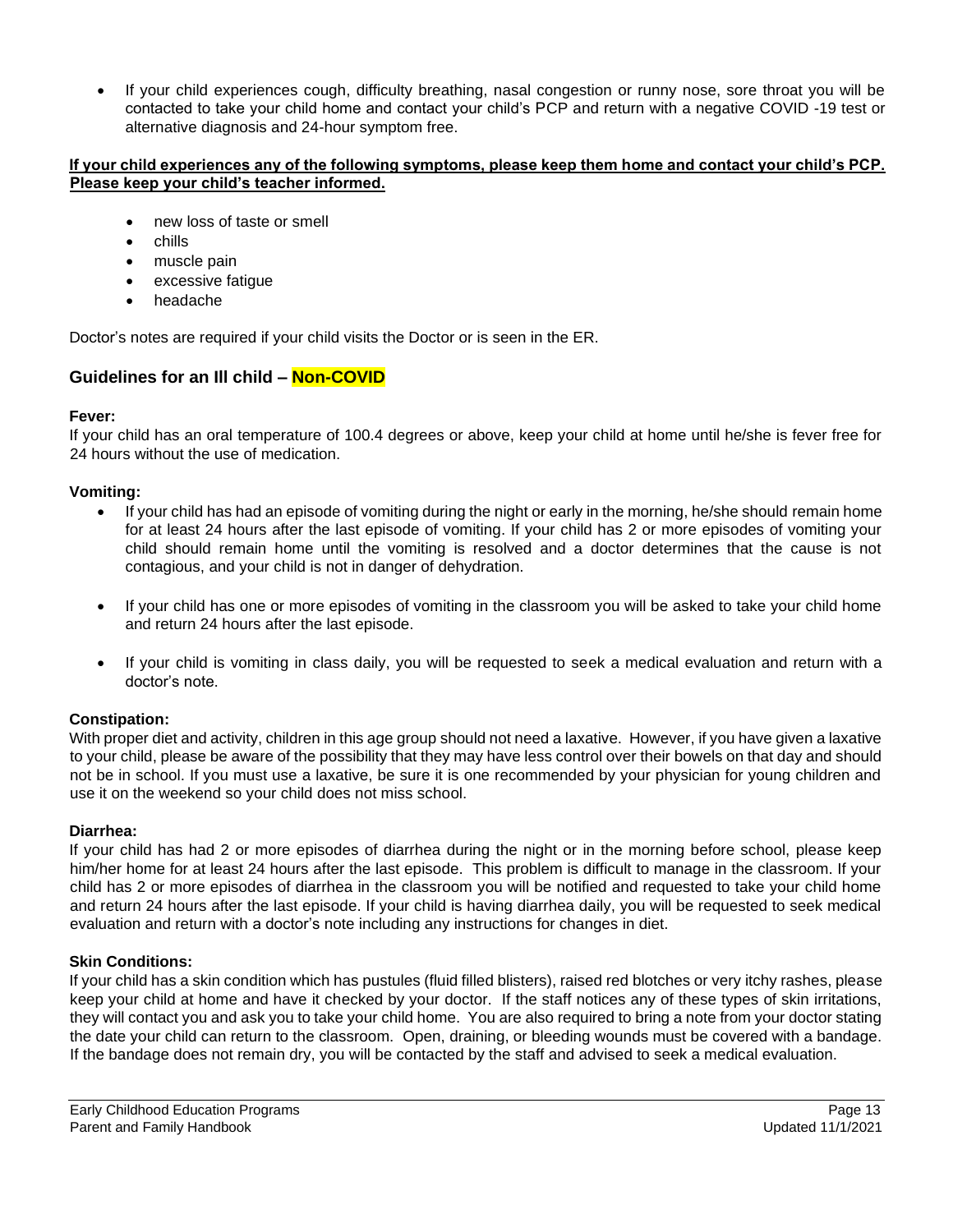- If your child experiences cough, difficulty breathing, nasal congestion or runny nose, sore throat you will be contacted to take your child home and contact your child's PCP and return with a negative COVID -19 test or alternative diagnosis and 24-hour symptom free.

**If your child experiences any of the following symptoms, please keep them home and contact your child's PCP. Please keep your child's teacher informed.**

- new loss of taste or smell
- chills
- muscle pain
- excessive fatigue
- headache

Doctor's notes are required if your child visits the Doctor or is seen in the ER.

## Guidelines for an Ill child – Non-COVID

**Fever:**
If your child has an oral temperature of 100.4 degrees or above, keep your child at home until he/she is fever free for 24 hours without the use of medication.

**Vomiting:**

- If your child has had an episode of vomiting during the night or early in the morning, he/she should remain home for at least 24 hours after the last episode of vomiting. If your child has 2 or more episodes of vomiting your child should remain home until the vomiting is resolved and a doctor determines that the cause is not contagious, and your child is not in danger of dehydration.
- If your child has one or more episodes of vomiting in the classroom you will be asked to take your child home and return 24 hours after the last episode.
- If your child is vomiting in class daily, you will be requested to seek a medical evaluation and return with a doctor's note.

**Constipation:**
With proper diet and activity, children in this age group should not need a laxative. However, if you have given a laxative to your child, please be aware of the possibility that they may have less control over their bowels on that day and should not be in school. If you must use a laxative, be sure it is one recommended by your physician for young children and use it on the weekend so your child does not miss school.

**Diarrhea:**
If your child has had 2 or more episodes of diarrhea during the night or in the morning before school, please keep him/her home for at least 24 hours after the last episode. This problem is difficult to manage in the classroom. If your child has 2 or more episodes of diarrhea in the classroom you will be notified and requested to take your child home and return 24 hours after the last episode. If your child is having diarrhea daily, you will be requested to seek medical evaluation and return with a doctor's note including any instructions for changes in diet.

**Skin Conditions:**
If your child has a skin condition which has pustules (fluid filled blisters), raised red blotches or very itchy rashes, please keep your child at home and have it checked by your doctor. If the staff notices any of these types of skin irritations, they will contact you and ask you to take your child home. You are also required to bring a note from your doctor stating the date your child can return to the classroom. Open, draining, or bleeding wounds must be covered with a bandage. If the bandage does not remain dry, you will be contacted by the staff and advised to seek a medical evaluation.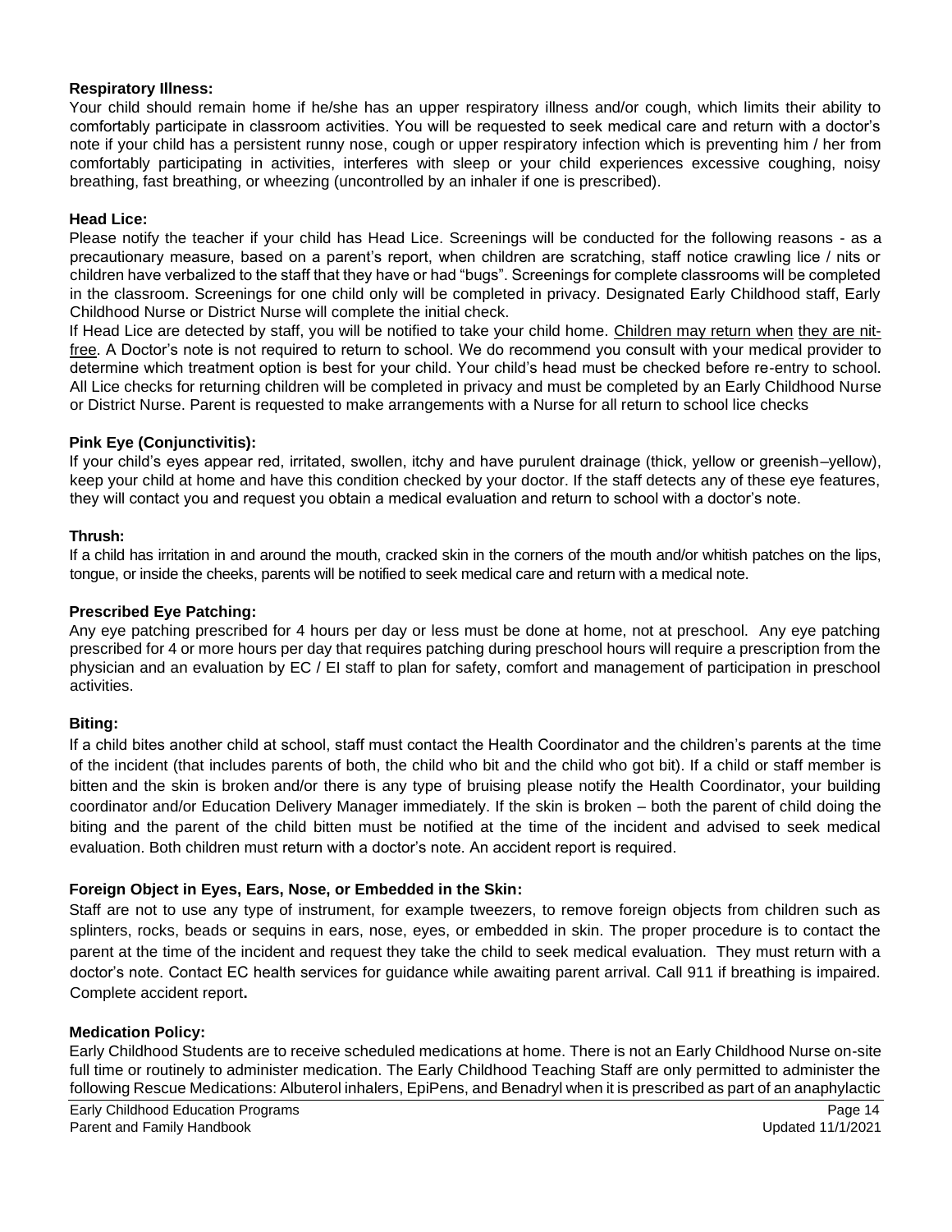**Respiratory Illness:**
Your child should remain home if he/she has an upper respiratory illness and/or cough, which limits their ability to comfortably participate in classroom activities. You will be requested to seek medical care and return with a doctor's note if your child has a persistent runny nose, cough or upper respiratory infection which is preventing him / her from comfortably participating in activities, interferes with sleep or your child experiences excessive coughing, noisy breathing, fast breathing, or wheezing (uncontrolled by an inhaler if one is prescribed).

**Head Lice:**
Please notify the teacher if your child has Head Lice. Screenings will be conducted for the following reasons - as a precautionary measure, based on a parent's report, when children are scratching, staff notice crawling lice / nits or children have verbalized to the staff that they have or had "bugs". Screenings for complete classrooms will be completed in the classroom. Screenings for one child only will be completed in privacy. Designated Early Childhood staff, Early Childhood Nurse or District Nurse will complete the initial check.
If Head Lice are detected by staff, you will be notified to take your child home. Children may return when they are nit-free. A Doctor's note is not required to return to school. We do recommend you consult with your medical provider to determine which treatment option is best for your child. Your child's head must be checked before re-entry to school. All Lice checks for returning children will be completed in privacy and must be completed by an Early Childhood Nurse or District Nurse. Parent is requested to make arrangements with a Nurse for all return to school lice checks

**Pink Eye (Conjunctivitis):**
If your child's eyes appear red, irritated, swollen, itchy and have purulent drainage (thick, yellow or greenish–yellow), keep your child at home and have this condition checked by your doctor. If the staff detects any of these eye features, they will contact you and request you obtain a medical evaluation and return to school with a doctor's note.

**Thrush:**
If a child has irritation in and around the mouth, cracked skin in the corners of the mouth and/or whitish patches on the lips, tongue, or inside the cheeks, parents will be notified to seek medical care and return with a medical note.

**Prescribed Eye Patching:**
Any eye patching prescribed for 4 hours per day or less must be done at home, not at preschool. Any eye patching prescribed for 4 or more hours per day that requires patching during preschool hours will require a prescription from the physician and an evaluation by EC / EI staff to plan for safety, comfort and management of participation in preschool activities.

**Biting:**
If a child bites another child at school, staff must contact the Health Coordinator and the children's parents at the time of the incident (that includes parents of both, the child who bit and the child who got bit). If a child or staff member is bitten and the skin is broken and/or there is any type of bruising please notify the Health Coordinator, your building coordinator and/or Education Delivery Manager immediately. If the skin is broken – both the parent of child doing the biting and the parent of the child bitten must be notified at the time of the incident and advised to seek medical evaluation. Both children must return with a doctor's note. An accident report is required.

**Foreign Object in Eyes, Ears, Nose, or Embedded in the Skin:**
Staff are not to use any type of instrument, for example tweezers, to remove foreign objects from children such as splinters, rocks, beads or sequins in ears, nose, eyes, or embedded in skin. The proper procedure is to contact the parent at the time of the incident and request they take the child to seek medical evaluation. They must return with a doctor's note. Contact EC health services for guidance while awaiting parent arrival. Call 911 if breathing is impaired. Complete accident report**.**

**Medication Policy:**
Early Childhood Students are to receive scheduled medications at home. There is not an Early Childhood Nurse on-site full time or routinely to administer medication. The Early Childhood Teaching Staff are only permitted to administer the following Rescue Medications: Albuterol inhalers, EpiPens, and Benadryl when it is prescribed as part of an anaphylactic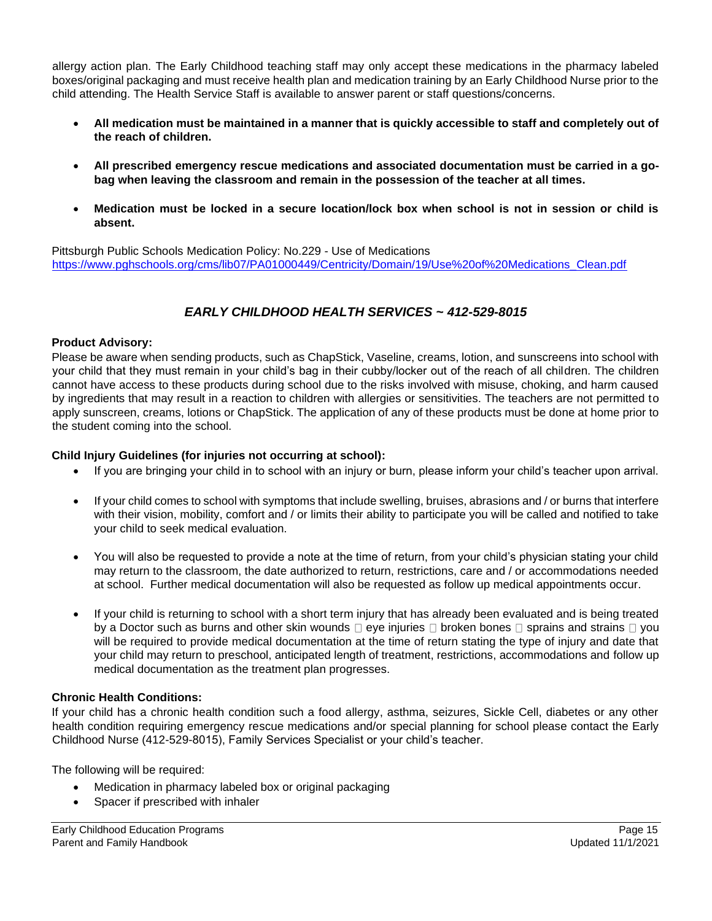allergy action plan. The Early Childhood teaching staff may only accept these medications in the pharmacy labeled boxes/original packaging and must receive health plan and medication training by an Early Childhood Nurse prior to the child attending. The Health Service Staff is available to answer parent or staff questions/concerns.

- **All medication must be maintained in a manner that is quickly accessible to staff and completely out of the reach of children.**
- **All prescribed emergency rescue medications and associated documentation must be carried in a go-bag when leaving the classroom and remain in the possession of the teacher at all times.**
- **Medication must be locked in a secure location/lock box when school is not in session or child is absent.**

Pittsburgh Public Schools Medication Policy: No.229 - Use of Medications
https://www.pghschools.org/cms/lib07/PA01000449/Centricity/Domain/19/Use%20of%20Medications_Clean.pdf

## *EARLY CHILDHOOD HEALTH SERVICES ~ 412-529-8015*

**Product Advisory:**
Please be aware when sending products, such as ChapStick, Vaseline, creams, lotion, and sunscreens into school with your child that they must remain in your child's bag in their cubby/locker out of the reach of all children. The children cannot have access to these products during school due to the risks involved with misuse, choking, and harm caused by ingredients that may result in a reaction to children with allergies or sensitivities. The teachers are not permitted to apply sunscreen, creams, lotions or ChapStick. The application of any of these products must be done at home prior to the student coming into the school.

**Child Injury Guidelines (for injuries not occurring at school):**

- If you are bringing your child in to school with an injury or burn, please inform your child's teacher upon arrival.
- If your child comes to school with symptoms that include swelling, bruises, abrasions and / or burns that interfere with their vision, mobility, comfort and / or limits their ability to participate you will be called and notified to take your child to seek medical evaluation.
- You will also be requested to provide a note at the time of return, from your child's physician stating your child may return to the classroom, the date authorized to return, restrictions, care and / or accommodations needed at school. Further medical documentation will also be requested as follow up medical appointments occur.
- If your child is returning to school with a short term injury that has already been evaluated and is being treated by a Doctor such as burns and other skin wounds  eye injuries  broken bones  sprains and strains  you will be required to provide medical documentation at the time of return stating the type of injury and date that your child may return to preschool, anticipated length of treatment, restrictions, accommodations and follow up medical documentation as the treatment plan progresses.

**Chronic Health Conditions:**
If your child has a chronic health condition such a food allergy, asthma, seizures, Sickle Cell, diabetes or any other health condition requiring emergency rescue medications and/or special planning for school please contact the Early Childhood Nurse (412-529-8015), Family Services Specialist or your child's teacher.

The following will be required:

- Medication in pharmacy labeled box or original packaging
- Spacer if prescribed with inhaler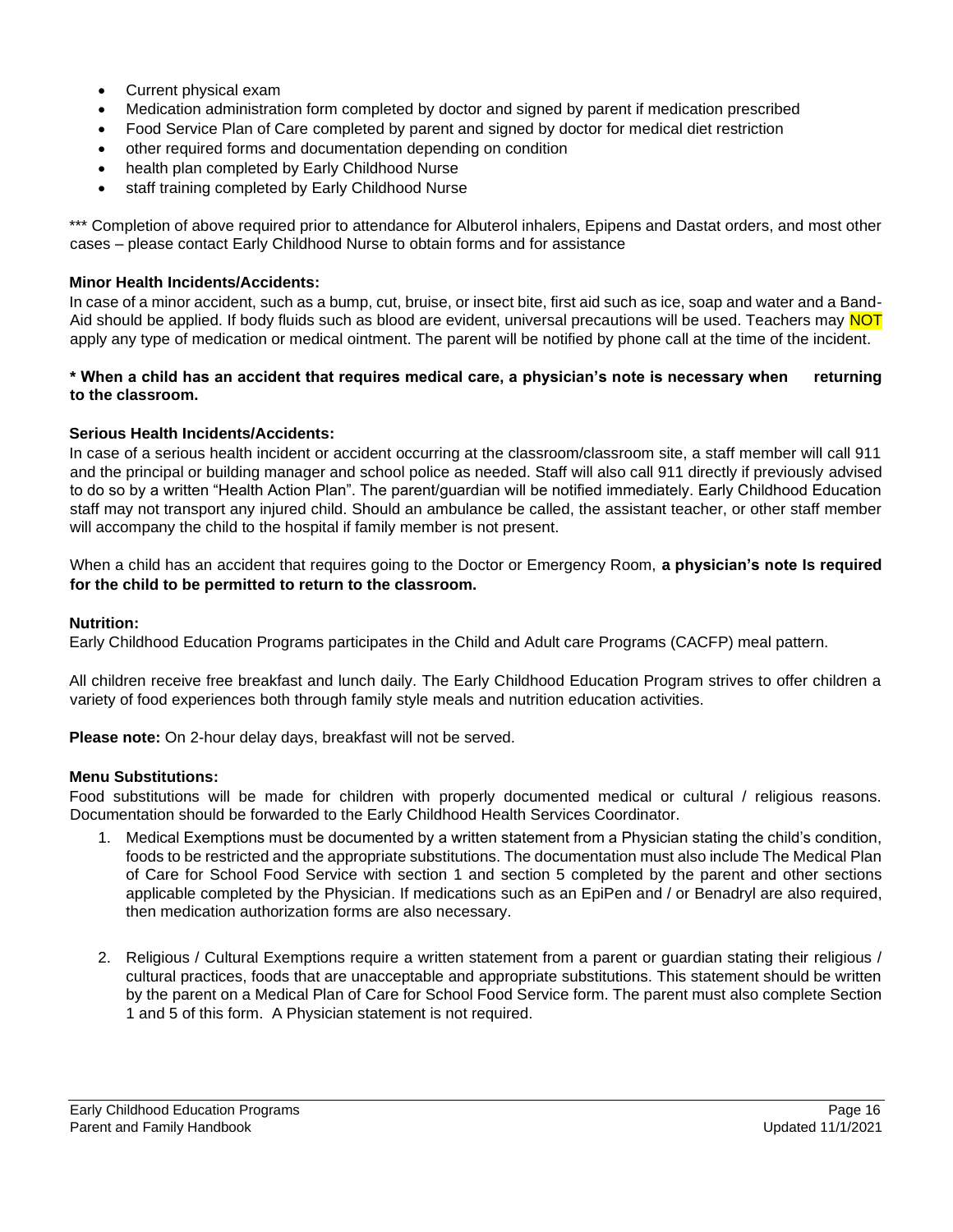- Current physical exam
- Medication administration form completed by doctor and signed by parent if medication prescribed
- Food Service Plan of Care completed by parent and signed by doctor for medical diet restriction
- other required forms and documentation depending on condition
- health plan completed by Early Childhood Nurse
- staff training completed by Early Childhood Nurse

*** Completion of above required prior to attendance for Albuterol inhalers, Epipens and Dastat orders, and most other cases – please contact Early Childhood Nurse to obtain forms and for assistance

**Minor Health Incidents/Accidents:**

In case of a minor accident, such as a bump, cut, bruise, or insect bite, first aid such as ice, soap and water and a Band-Aid should be applied. If body fluids such as blood are evident, universal precautions will be used. Teachers may NOT apply any type of medication or medical ointment. The parent will be notified by phone call at the time of the incident.

**\* When a child has an accident that requires medical care, a physician's note is necessary when returning to the classroom.**

**Serious Health Incidents/Accidents:**

In case of a serious health incident or accident occurring at the classroom/classroom site, a staff member will call 911 and the principal or building manager and school police as needed. Staff will also call 911 directly if previously advised to do so by a written "Health Action Plan". The parent/guardian will be notified immediately. Early Childhood Education staff may not transport any injured child. Should an ambulance be called, the assistant teacher, or other staff member will accompany the child to the hospital if family member is not present.

When a child has an accident that requires going to the Doctor or Emergency Room, **a physician's note Is required for the child to be permitted to return to the classroom.**

**Nutrition:**

Early Childhood Education Programs participates in the Child and Adult care Programs (CACFP) meal pattern.

All children receive free breakfast and lunch daily. The Early Childhood Education Program strives to offer children a variety of food experiences both through family style meals and nutrition education activities.

**Please note:** On 2-hour delay days, breakfast will not be served.

**Menu Substitutions:**

Food substitutions will be made for children with properly documented medical or cultural / religious reasons. Documentation should be forwarded to the Early Childhood Health Services Coordinator.

1. Medical Exemptions must be documented by a written statement from a Physician stating the child's condition, foods to be restricted and the appropriate substitutions. The documentation must also include The Medical Plan of Care for School Food Service with section 1 and section 5 completed by the parent and other sections applicable completed by the Physician. If medications such as an EpiPen and / or Benadryl are also required, then medication authorization forms are also necessary.

2. Religious / Cultural Exemptions require a written statement from a parent or guardian stating their religious / cultural practices, foods that are unacceptable and appropriate substitutions. This statement should be written by the parent on a Medical Plan of Care for School Food Service form. The parent must also complete Section 1 and 5 of this form. A Physician statement is not required.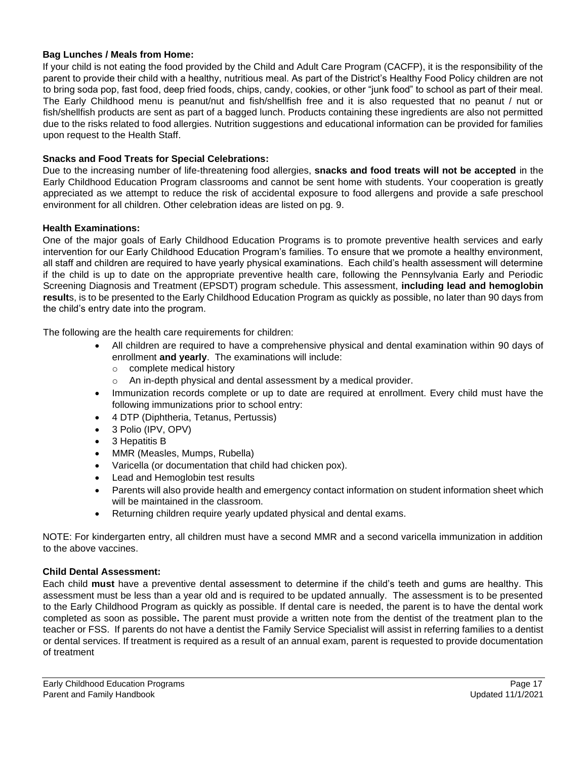**Bag Lunches / Meals from Home:**

If your child is not eating the food provided by the Child and Adult Care Program (CACFP), it is the responsibility of the parent to provide their child with a healthy, nutritious meal. As part of the District's Healthy Food Policy children are not to bring soda pop, fast food, deep fried foods, chips, candy, cookies, or other "junk food" to school as part of their meal. The Early Childhood menu is peanut/nut and fish/shellfish free and it is also requested that no peanut / nut or fish/shellfish products are sent as part of a bagged lunch. Products containing these ingredients are also not permitted due to the risks related to food allergies. Nutrition suggestions and educational information can be provided for families upon request to the Health Staff.

**Snacks and Food Treats for Special Celebrations:**

Due to the increasing number of life-threatening food allergies, **snacks and food treats will not be accepted** in the Early Childhood Education Program classrooms and cannot be sent home with students. Your cooperation is greatly appreciated as we attempt to reduce the risk of accidental exposure to food allergens and provide a safe preschool environment for all children. Other celebration ideas are listed on pg. 9.

**Health Examinations:**

One of the major goals of Early Childhood Education Programs is to promote preventive health services and early intervention for our Early Childhood Education Program's families. To ensure that we promote a healthy environment, all staff and children are required to have yearly physical examinations. Each child's health assessment will determine if the child is up to date on the appropriate preventive health care, following the Pennsylvania Early and Periodic Screening Diagnosis and Treatment (EPSDT) program schedule. This assessment, **including lead and hemoglobin result**s, is to be presented to the Early Childhood Education Program as quickly as possible, no later than 90 days from the child's entry date into the program.

The following are the health care requirements for children:

- All children are required to have a comprehensive physical and dental examination within 90 days of enrollment **and yearly**. The examinations will include:
  - complete medical history
  - An in-depth physical and dental assessment by a medical provider.
- Immunization records complete or up to date are required at enrollment. Every child must have the following immunizations prior to school entry:
- 4 DTP (Diphtheria, Tetanus, Pertussis)
- 3 Polio (IPV, OPV)
- 3 Hepatitis B
- MMR (Measles, Mumps, Rubella)
- Varicella (or documentation that child had chicken pox).
- Lead and Hemoglobin test results
- Parents will also provide health and emergency contact information on student information sheet which will be maintained in the classroom.
- Returning children require yearly updated physical and dental exams.

NOTE: For kindergarten entry, all children must have a second MMR and a second varicella immunization in addition to the above vaccines.

**Child Dental Assessment:**

Each child **must** have a preventive dental assessment to determine if the child's teeth and gums are healthy. This assessment must be less than a year old and is required to be updated annually. The assessment is to be presented to the Early Childhood Program as quickly as possible. If dental care is needed, the parent is to have the dental work completed as soon as possible**.** The parent must provide a written note from the dentist of the treatment plan to the teacher or FSS. If parents do not have a dentist the Family Service Specialist will assist in referring families to a dentist or dental services. If treatment is required as a result of an annual exam, parent is requested to provide documentation of treatment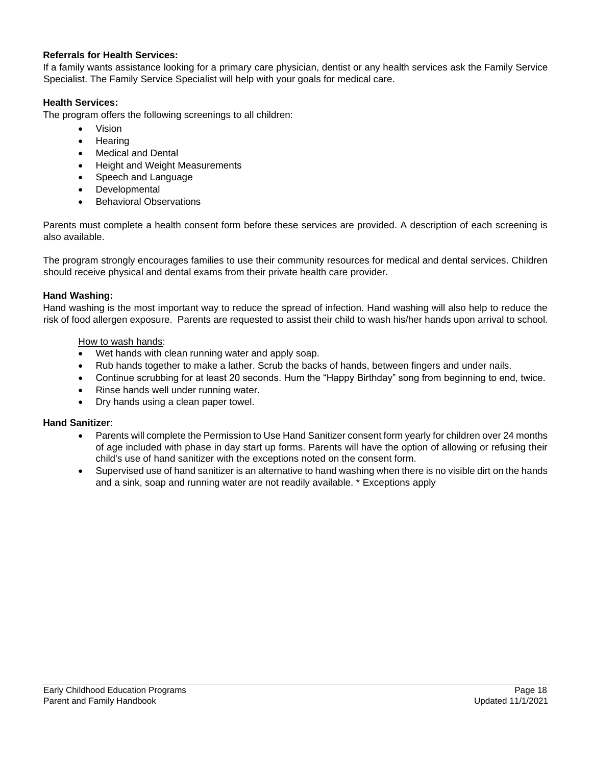**Referrals for Health Services:**
If a family wants assistance looking for a primary care physician, dentist or any health services ask the Family Service Specialist. The Family Service Specialist will help with your goals for medical care.

**Health Services:**
The program offers the following screenings to all children:

- Vision
- Hearing
- Medical and Dental
- Height and Weight Measurements
- Speech and Language
- Developmental
- Behavioral Observations

Parents must complete a health consent form before these services are provided. A description of each screening is also available.

The program strongly encourages families to use their community resources for medical and dental services. Children should receive physical and dental exams from their private health care provider.

**Hand Washing:**
Hand washing is the most important way to reduce the spread of infection. Hand washing will also help to reduce the risk of food allergen exposure. Parents are requested to assist their child to wash his/her hands upon arrival to school.

How to wash hands:

- Wet hands with clean running water and apply soap.
- Rub hands together to make a lather. Scrub the backs of hands, between fingers and under nails.
- Continue scrubbing for at least 20 seconds. Hum the "Happy Birthday" song from beginning to end, twice.
- Rinse hands well under running water.
- Dry hands using a clean paper towel.

**Hand Sanitizer**:

- Parents will complete the Permission to Use Hand Sanitizer consent form yearly for children over 24 months of age included with phase in day start up forms. Parents will have the option of allowing or refusing their child's use of hand sanitizer with the exceptions noted on the consent form.
- Supervised use of hand sanitizer is an alternative to hand washing when there is no visible dirt on the hands and a sink, soap and running water are not readily available. * Exceptions apply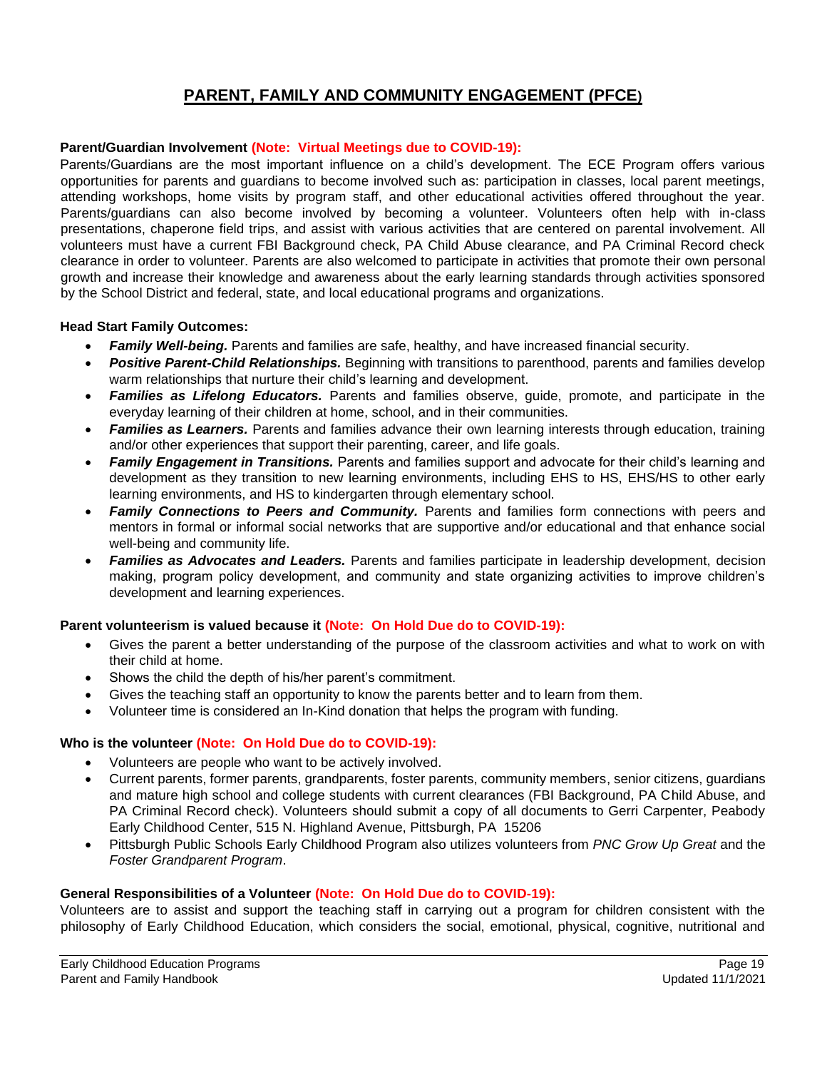# PARENT, FAMILY AND COMMUNITY ENGAGEMENT (PFCE)

**Parent/Guardian Involvement (Note: Virtual Meetings due to COVID-19):**

Parents/Guardians are the most important influence on a child's development. The ECE Program offers various opportunities for parents and guardians to become involved such as: participation in classes, local parent meetings, attending workshops, home visits by program staff, and other educational activities offered throughout the year. Parents/guardians can also become involved by becoming a volunteer. Volunteers often help with in-class presentations, chaperone field trips, and assist with various activities that are centered on parental involvement. All volunteers must have a current FBI Background check, PA Child Abuse clearance, and PA Criminal Record check clearance in order to volunteer. Parents are also welcomed to participate in activities that promote their own personal growth and increase their knowledge and awareness about the early learning standards through activities sponsored by the School District and federal, state, and local educational programs and organizations.

**Head Start Family Outcomes:**

- ***Family Well-being.*** Parents and families are safe, healthy, and have increased financial security.
- ***Positive Parent-Child Relationships.*** Beginning with transitions to parenthood, parents and families develop warm relationships that nurture their child's learning and development.
- ***Families as Lifelong Educators.*** Parents and families observe, guide, promote, and participate in the everyday learning of their children at home, school, and in their communities.
- ***Families as Learners.*** Parents and families advance their own learning interests through education, training and/or other experiences that support their parenting, career, and life goals.
- ***Family Engagement in Transitions.*** Parents and families support and advocate for their child's learning and development as they transition to new learning environments, including EHS to HS, EHS/HS to other early learning environments, and HS to kindergarten through elementary school.
- ***Family Connections to Peers and Community.*** Parents and families form connections with peers and mentors in formal or informal social networks that are supportive and/or educational and that enhance social well-being and community life.
- ***Families as Advocates and Leaders.*** Parents and families participate in leadership development, decision making, program policy development, and community and state organizing activities to improve children's development and learning experiences.

**Parent volunteerism is valued because it (Note: On Hold Due do to COVID-19):**

- Gives the parent a better understanding of the purpose of the classroom activities and what to work on with their child at home.
- Shows the child the depth of his/her parent's commitment.
- Gives the teaching staff an opportunity to know the parents better and to learn from them.
- Volunteer time is considered an In-Kind donation that helps the program with funding.

**Who is the volunteer (Note: On Hold Due do to COVID-19):**

- Volunteers are people who want to be actively involved.
- Current parents, former parents, grandparents, foster parents, community members, senior citizens, guardians and mature high school and college students with current clearances (FBI Background, PA Child Abuse, and PA Criminal Record check). Volunteers should submit a copy of all documents to Gerri Carpenter, Peabody Early Childhood Center, 515 N. Highland Avenue, Pittsburgh, PA 15206
- Pittsburgh Public Schools Early Childhood Program also utilizes volunteers from *PNC Grow Up Great* and the *Foster Grandparent Program*.

**General Responsibilities of a Volunteer (Note: On Hold Due do to COVID-19):**

Volunteers are to assist and support the teaching staff in carrying out a program for children consistent with the philosophy of Early Childhood Education, which considers the social, emotional, physical, cognitive, nutritional and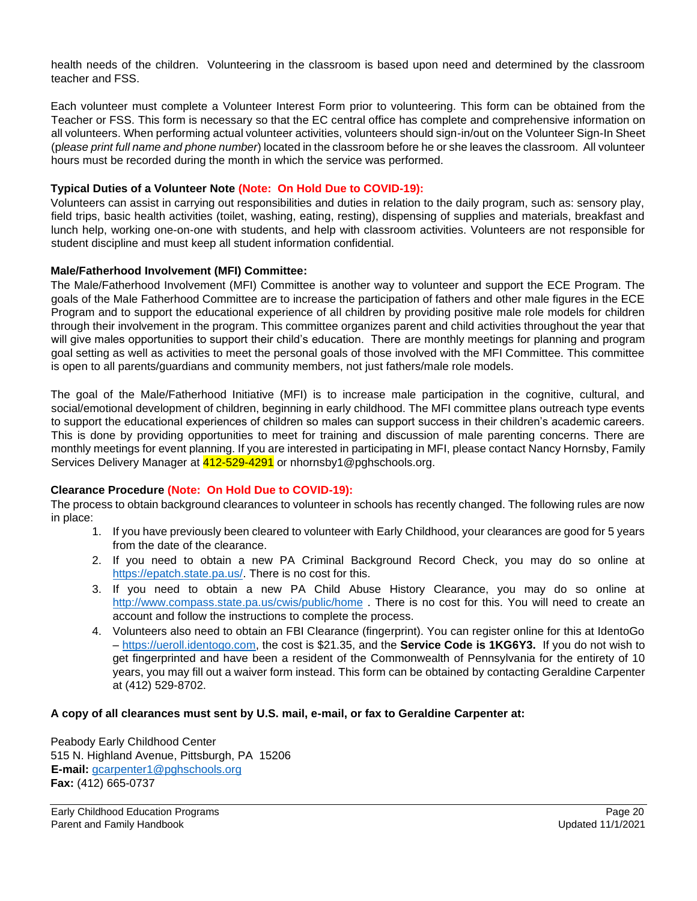health needs of the children. Volunteering in the classroom is based upon need and determined by the classroom teacher and FSS.

Each volunteer must complete a Volunteer Interest Form prior to volunteering. This form can be obtained from the Teacher or FSS. This form is necessary so that the EC central office has complete and comprehensive information on all volunteers. When performing actual volunteer activities, volunteers should sign-in/out on the Volunteer Sign-In Sheet (*please print full name and phone number*) located in the classroom before he or she leaves the classroom. All volunteer hours must be recorded during the month in which the service was performed.

**Typical Duties of a Volunteer Note (Note: On Hold Due to COVID-19):**
Volunteers can assist in carrying out responsibilities and duties in relation to the daily program, such as: sensory play, field trips, basic health activities (toilet, washing, eating, resting), dispensing of supplies and materials, breakfast and lunch help, working one-on-one with students, and help with classroom activities. Volunteers are not responsible for student discipline and must keep all student information confidential.

**Male/Fatherhood Involvement (MFI) Committee:**
The Male/Fatherhood Involvement (MFI) Committee is another way to volunteer and support the ECE Program. The goals of the Male Fatherhood Committee are to increase the participation of fathers and other male figures in the ECE Program and to support the educational experience of all children by providing positive male role models for children through their involvement in the program. This committee organizes parent and child activities throughout the year that will give males opportunities to support their child's education. There are monthly meetings for planning and program goal setting as well as activities to meet the personal goals of those involved with the MFI Committee. This committee is open to all parents/guardians and community members, not just fathers/male role models.

The goal of the Male/Fatherhood Initiative (MFI) is to increase male participation in the cognitive, cultural, and social/emotional development of children, beginning in early childhood. The MFI committee plans outreach type events to support the educational experiences of children so males can support success in their children's academic careers. This is done by providing opportunities to meet for training and discussion of male parenting concerns. There are monthly meetings for event planning. If you are interested in participating in MFI, please contact Nancy Hornsby, Family Services Delivery Manager at 412-529-4291 or nhornsby1@pghschools.org.

**Clearance Procedure (Note: On Hold Due to COVID-19):**
The process to obtain background clearances to volunteer in schools has recently changed. The following rules are now in place:

1. If you have previously been cleared to volunteer with Early Childhood, your clearances are good for 5 years from the date of the clearance.
2. If you need to obtain a new PA Criminal Background Record Check, you may do so online at https://epatch.state.pa.us/. There is no cost for this.
3. If you need to obtain a new PA Child Abuse History Clearance, you may do so online at http://www.compass.state.pa.us/cwis/public/home . There is no cost for this. You will need to create an account and follow the instructions to complete the process.
4. Volunteers also need to obtain an FBI Clearance (fingerprint). You can register online for this at IdentoGo – https://ueroll.identogo.com, the cost is $21.35, and the **Service Code is 1KG6Y3.** If you do not wish to get fingerprinted and have been a resident of the Commonwealth of Pennsylvania for the entirety of 10 years, you may fill out a waiver form instead. This form can be obtained by contacting Geraldine Carpenter at (412) 529-8702.

**A copy of all clearances must sent by U.S. mail, e-mail, or fax to Geraldine Carpenter at:**

Peabody Early Childhood Center
515 N. Highland Avenue, Pittsburgh, PA 15206
**E-mail:** gcarpenter1@pghschools.org
**Fax:** (412) 665-0737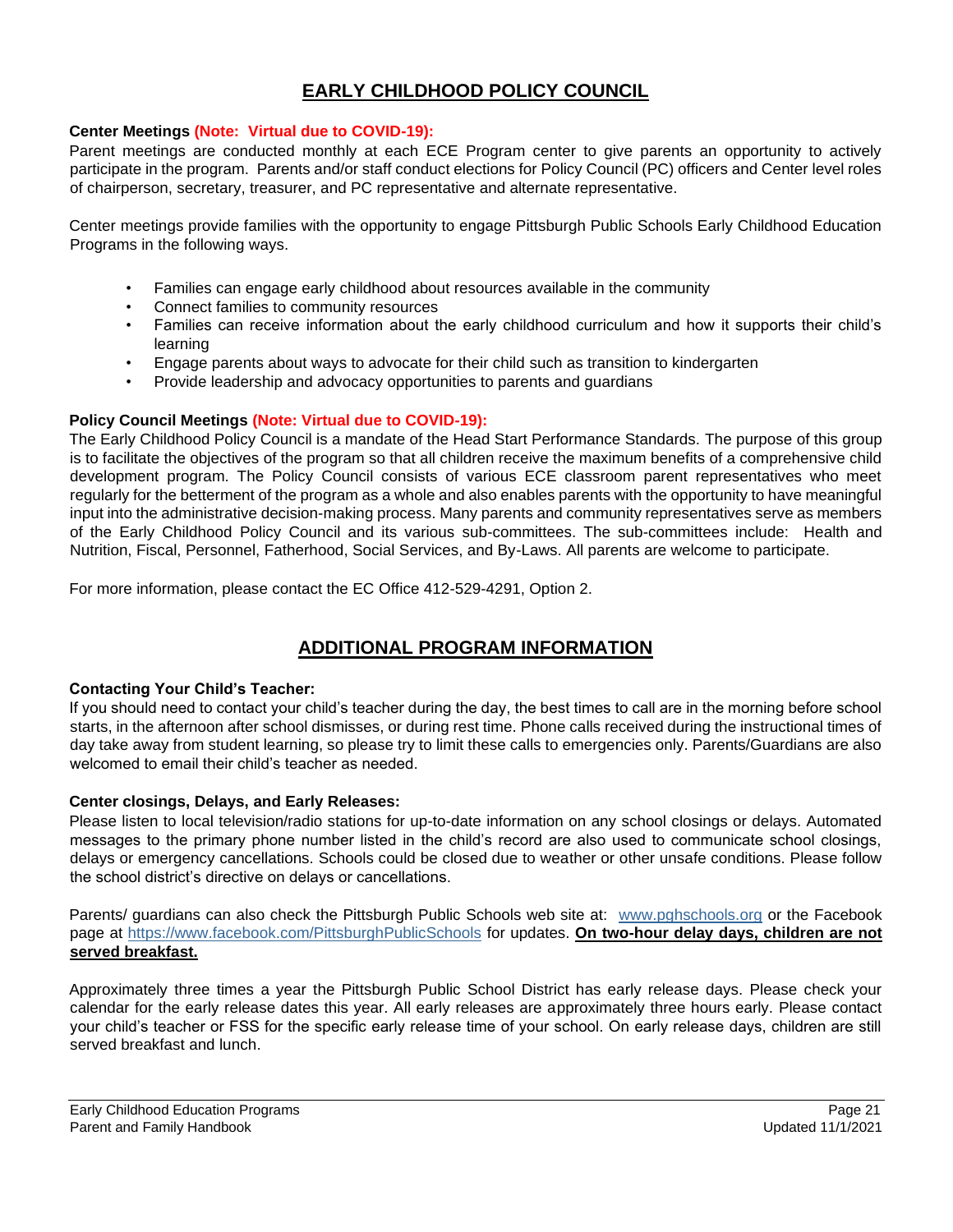## EARLY CHILDHOOD POLICY COUNCIL

**Center Meetings (Note: Virtual due to COVID-19):**
Parent meetings are conducted monthly at each ECE Program center to give parents an opportunity to actively participate in the program. Parents and/or staff conduct elections for Policy Council (PC) officers and Center level roles of chairperson, secretary, treasurer, and PC representative and alternate representative.

Center meetings provide families with the opportunity to engage Pittsburgh Public Schools Early Childhood Education Programs in the following ways.

- Families can engage early childhood about resources available in the community
- Connect families to community resources
- Families can receive information about the early childhood curriculum and how it supports their child's learning
- Engage parents about ways to advocate for their child such as transition to kindergarten
- Provide leadership and advocacy opportunities to parents and guardians

**Policy Council Meetings (Note: Virtual due to COVID-19):**
The Early Childhood Policy Council is a mandate of the Head Start Performance Standards. The purpose of this group is to facilitate the objectives of the program so that all children receive the maximum benefits of a comprehensive child development program. The Policy Council consists of various ECE classroom parent representatives who meet regularly for the betterment of the program as a whole and also enables parents with the opportunity to have meaningful input into the administrative decision-making process. Many parents and community representatives serve as members of the Early Childhood Policy Council and its various sub-committees. The sub-committees include: Health and Nutrition, Fiscal, Personnel, Fatherhood, Social Services, and By-Laws. All parents are welcome to participate.

For more information, please contact the EC Office 412-529-4291, Option 2.

## ADDITIONAL PROGRAM INFORMATION

**Contacting Your Child's Teacher:**
If you should need to contact your child's teacher during the day, the best times to call are in the morning before school starts, in the afternoon after school dismisses, or during rest time. Phone calls received during the instructional times of day take away from student learning, so please try to limit these calls to emergencies only. Parents/Guardians are also welcomed to email their child's teacher as needed.

**Center closings, Delays, and Early Releases:**
Please listen to local television/radio stations for up-to-date information on any school closings or delays. Automated messages to the primary phone number listed in the child's record are also used to communicate school closings, delays or emergency cancellations. Schools could be closed due to weather or other unsafe conditions. Please follow the school district's directive on delays or cancellations.

Parents/ guardians can also check the Pittsburgh Public Schools web site at: [www.pghschools.org](http://www.pghschools.org) or the Facebook page at [https://www.facebook.com/PittsburghPublicSchools](https://www.facebook.com/PittsburghPublicSchools) for updates. **On two-hour delay days, children are not served breakfast.**

Approximately three times a year the Pittsburgh Public School District has early release days. Please check your calendar for the early release dates this year. All early releases are approximately three hours early. Please contact your child's teacher or FSS for the specific early release time of your school. On early release days, children are still served breakfast and lunch.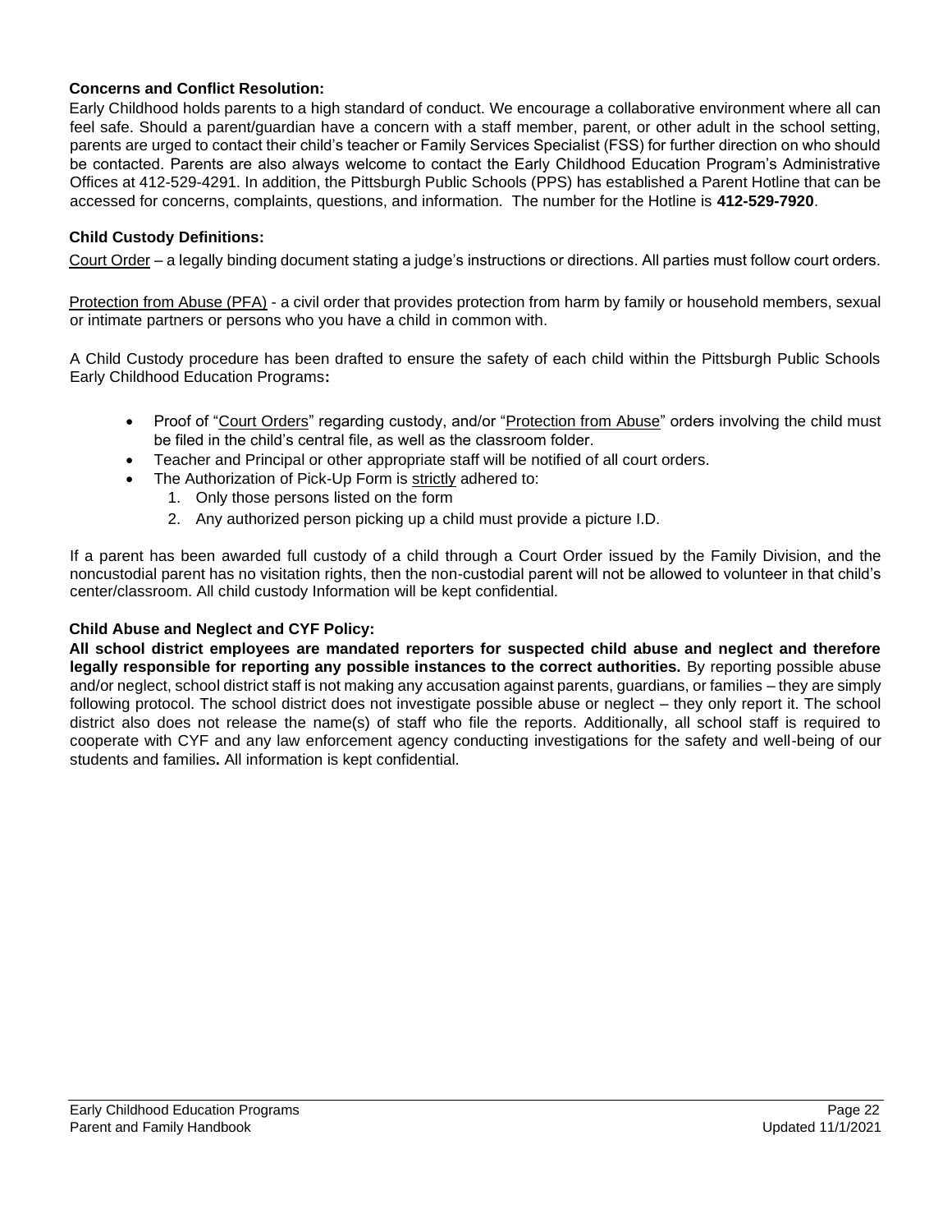### Concerns and Conflict Resolution:

Early Childhood holds parents to a high standard of conduct. We encourage a collaborative environment where all can feel safe. Should a parent/guardian have a concern with a staff member, parent, or other adult in the school setting, parents are urged to contact their child's teacher or Family Services Specialist (FSS) for further direction on who should be contacted. Parents are also always welcome to contact the Early Childhood Education Program's Administrative Offices at 412-529-4291. In addition, the Pittsburgh Public Schools (PPS) has established a Parent Hotline that can be accessed for concerns, complaints, questions, and information. The number for the Hotline is **412-529-7920**.

### Child Custody Definitions:

Court Order – a legally binding document stating a judge's instructions or directions. All parties must follow court orders.

Protection from Abuse (PFA) - a civil order that provides protection from harm by family or household members, sexual or intimate partners or persons who you have a child in common with.

A Child Custody procedure has been drafted to ensure the safety of each child within the Pittsburgh Public Schools Early Childhood Education Programs**:**

- Proof of "Court Orders" regarding custody, and/or "Protection from Abuse" orders involving the child must be filed in the child's central file, as well as the classroom folder.
- Teacher and Principal or other appropriate staff will be notified of all court orders.
- The Authorization of Pick-Up Form is strictly adhered to:
  1. Only those persons listed on the form
  2. Any authorized person picking up a child must provide a picture I.D.

If a parent has been awarded full custody of a child through a Court Order issued by the Family Division, and the noncustodial parent has no visitation rights, then the non-custodial parent will not be allowed to volunteer in that child's center/classroom. All child custody Information will be kept confidential.

### Child Abuse and Neglect and CYF Policy:

**All school district employees are mandated reporters for suspected child abuse and neglect and therefore legally responsible for reporting any possible instances to the correct authorities.** By reporting possible abuse and/or neglect, school district staff is not making any accusation against parents, guardians, or families – they are simply following protocol. The school district does not investigate possible abuse or neglect – they only report it. The school district also does not release the name(s) of staff who file the reports. Additionally, all school staff is required to cooperate with CYF and any law enforcement agency conducting investigations for the safety and well-being of our students and families**.** All information is kept confidential.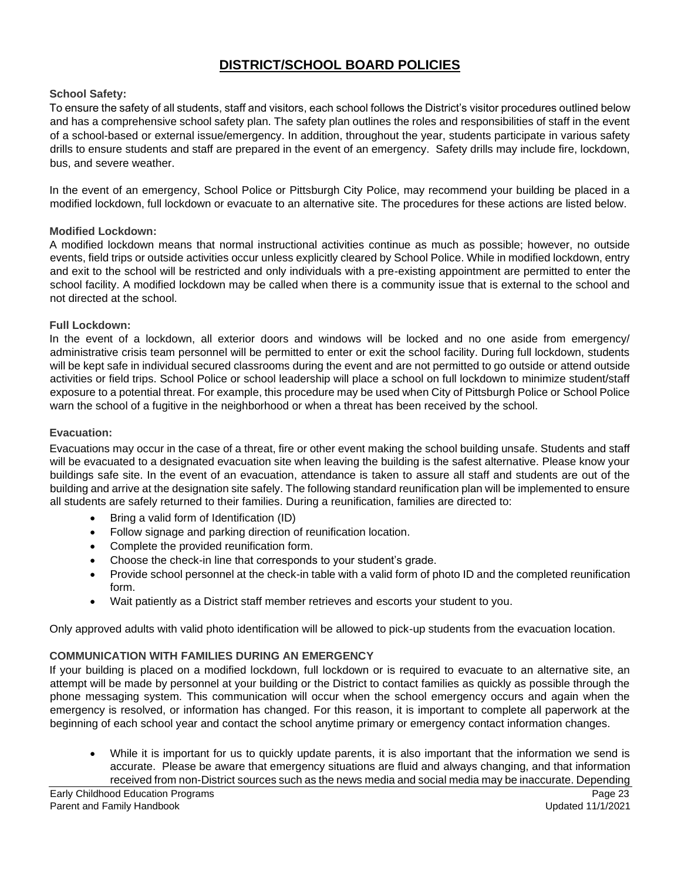# DISTRICT/SCHOOL BOARD POLICIES

**School Safety:**

To ensure the safety of all students, staff and visitors, each school follows the District's visitor procedures outlined below and has a comprehensive school safety plan. The safety plan outlines the roles and responsibilities of staff in the event of a school-based or external issue/emergency. In addition, throughout the year, students participate in various safety drills to ensure students and staff are prepared in the event of an emergency. Safety drills may include fire, lockdown, bus, and severe weather.

In the event of an emergency, School Police or Pittsburgh City Police, may recommend your building be placed in a modified lockdown, full lockdown or evacuate to an alternative site. The procedures for these actions are listed below.

**Modified Lockdown:**

A modified lockdown means that normal instructional activities continue as much as possible; however, no outside events, field trips or outside activities occur unless explicitly cleared by School Police. While in modified lockdown, entry and exit to the school will be restricted and only individuals with a pre-existing appointment are permitted to enter the school facility. A modified lockdown may be called when there is a community issue that is external to the school and not directed at the school.

**Full Lockdown:**

In the event of a lockdown, all exterior doors and windows will be locked and no one aside from emergency/ administrative crisis team personnel will be permitted to enter or exit the school facility. During full lockdown, students will be kept safe in individual secured classrooms during the event and are not permitted to go outside or attend outside activities or field trips. School Police or school leadership will place a school on full lockdown to minimize student/staff exposure to a potential threat. For example, this procedure may be used when City of Pittsburgh Police or School Police warn the school of a fugitive in the neighborhood or when a threat has been received by the school.

**Evacuation:**

Evacuations may occur in the case of a threat, fire or other event making the school building unsafe. Students and staff will be evacuated to a designated evacuation site when leaving the building is the safest alternative. Please know your buildings safe site. In the event of an evacuation, attendance is taken to assure all staff and students are out of the building and arrive at the designation site safely. The following standard reunification plan will be implemented to ensure all students are safely returned to their families. During a reunification, families are directed to:

- Bring a valid form of Identification (ID)
- Follow signage and parking direction of reunification location.
- Complete the provided reunification form.
- Choose the check-in line that corresponds to your student's grade.
- Provide school personnel at the check-in table with a valid form of photo ID and the completed reunification form.
- Wait patiently as a District staff member retrieves and escorts your student to you.

Only approved adults with valid photo identification will be allowed to pick-up students from the evacuation location.

**COMMUNICATION WITH FAMILIES DURING AN EMERGENCY**

If your building is placed on a modified lockdown, full lockdown or is required to evacuate to an alternative site, an attempt will be made by personnel at your building or the District to contact families as quickly as possible through the phone messaging system. This communication will occur when the school emergency occurs and again when the emergency is resolved, or information has changed. For this reason, it is important to complete all paperwork at the beginning of each school year and contact the school anytime primary or emergency contact information changes.

- While it is important for us to quickly update parents, it is also important that the information we send is accurate. Please be aware that emergency situations are fluid and always changing, and that information received from non-District sources such as the news media and social media may be inaccurate. Depending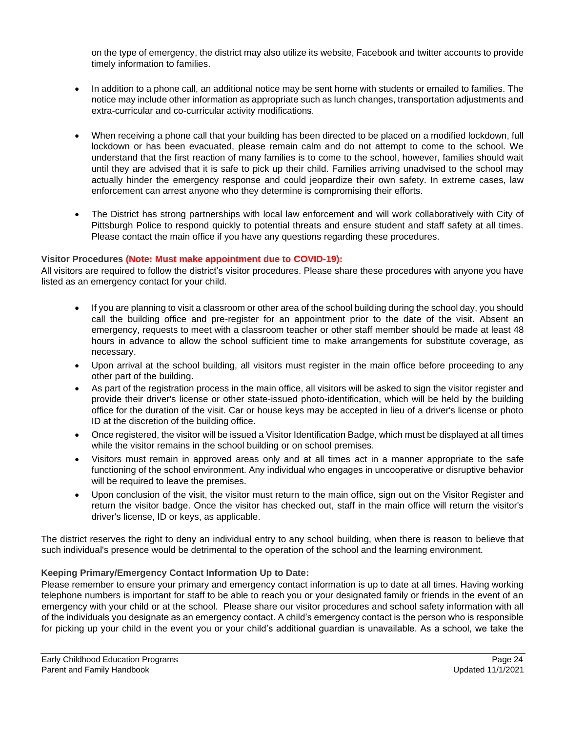on the type of emergency, the district may also utilize its website, Facebook and twitter accounts to provide timely information to families.

- In addition to a phone call, an additional notice may be sent home with students or emailed to families. The notice may include other information as appropriate such as lunch changes, transportation adjustments and extra-curricular and co-curricular activity modifications.

- When receiving a phone call that your building has been directed to be placed on a modified lockdown, full lockdown or has been evacuated, please remain calm and do not attempt to come to the school. We understand that the first reaction of many families is to come to the school, however, families should wait until they are advised that it is safe to pick up their child. Families arriving unadvised to the school may actually hinder the emergency response and could jeopardize their own safety. In extreme cases, law enforcement can arrest anyone who they determine is compromising their efforts.

- The District has strong partnerships with local law enforcement and will work collaboratively with City of Pittsburgh Police to respond quickly to potential threats and ensure student and staff safety at all times. Please contact the main office if you have any questions regarding these procedures.

**Visitor Procedures (Note: Must make appointment due to COVID-19):**

All visitors are required to follow the district's visitor procedures. Please share these procedures with anyone you have listed as an emergency contact for your child.

- If you are planning to visit a classroom or other area of the school building during the school day, you should call the building office and pre-register for an appointment prior to the date of the visit. Absent an emergency, requests to meet with a classroom teacher or other staff member should be made at least 48 hours in advance to allow the school sufficient time to make arrangements for substitute coverage, as necessary.
- Upon arrival at the school building, all visitors must register in the main office before proceeding to any other part of the building.
- As part of the registration process in the main office, all visitors will be asked to sign the visitor register and provide their driver's license or other state-issued photo-identification, which will be held by the building office for the duration of the visit. Car or house keys may be accepted in lieu of a driver's license or photo ID at the discretion of the building office.
- Once registered, the visitor will be issued a Visitor Identification Badge, which must be displayed at all times while the visitor remains in the school building or on school premises.
- Visitors must remain in approved areas only and at all times act in a manner appropriate to the safe functioning of the school environment. Any individual who engages in uncooperative or disruptive behavior will be required to leave the premises.
- Upon conclusion of the visit, the visitor must return to the main office, sign out on the Visitor Register and return the visitor badge. Once the visitor has checked out, staff in the main office will return the visitor's driver's license, ID or keys, as applicable.

The district reserves the right to deny an individual entry to any school building, when there is reason to believe that such individual's presence would be detrimental to the operation of the school and the learning environment.

**Keeping Primary/Emergency Contact Information Up to Date:**

Please remember to ensure your primary and emergency contact information is up to date at all times. Having working telephone numbers is important for staff to be able to reach you or your designated family or friends in the event of an emergency with your child or at the school. Please share our visitor procedures and school safety information with all of the individuals you designate as an emergency contact. A child's emergency contact is the person who is responsible for picking up your child in the event you or your child's additional guardian is unavailable. As a school, we take the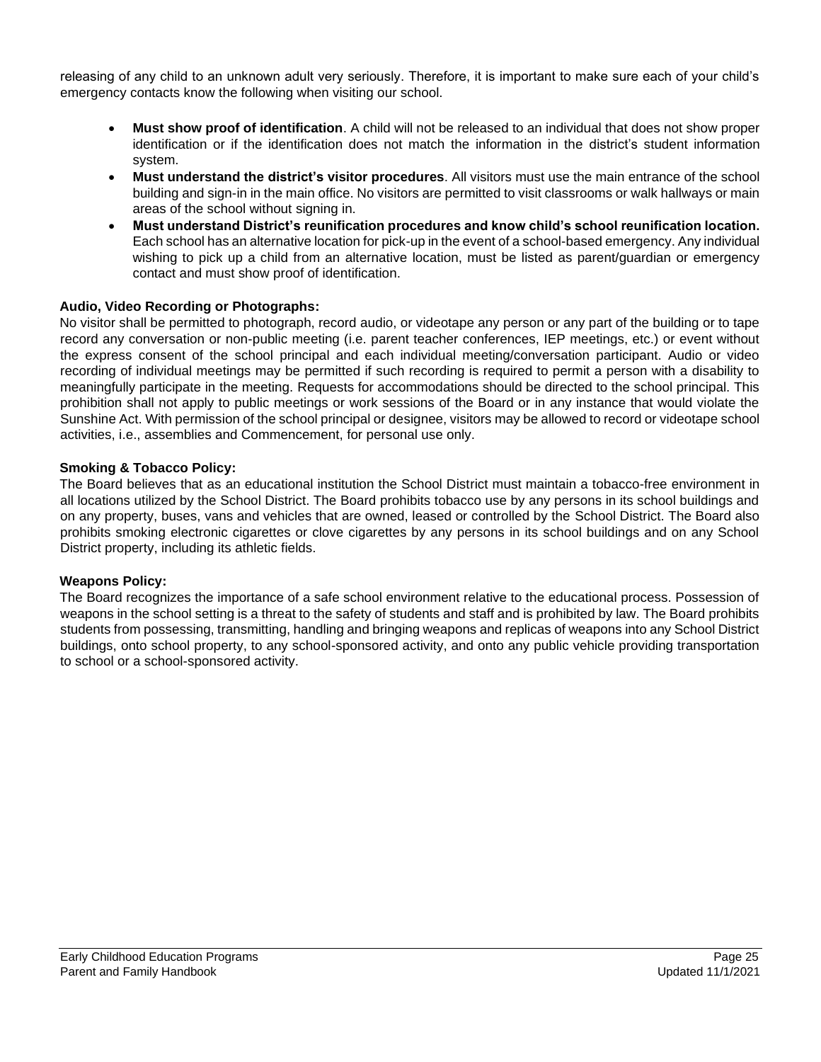releasing of any child to an unknown adult very seriously. Therefore, it is important to make sure each of your child's emergency contacts know the following when visiting our school.

- **Must show proof of identification**. A child will not be released to an individual that does not show proper identification or if the identification does not match the information in the district's student information system.
- **Must understand the district's visitor procedures**. All visitors must use the main entrance of the school building and sign-in in the main office. No visitors are permitted to visit classrooms or walk hallways or main areas of the school without signing in.
- **Must understand District's reunification procedures and know child's school reunification location.** Each school has an alternative location for pick-up in the event of a school-based emergency. Any individual wishing to pick up a child from an alternative location, must be listed as parent/guardian or emergency contact and must show proof of identification.

**Audio, Video Recording or Photographs:**

No visitor shall be permitted to photograph, record audio, or videotape any person or any part of the building or to tape record any conversation or non-public meeting (i.e. parent teacher conferences, IEP meetings, etc.) or event without the express consent of the school principal and each individual meeting/conversation participant. Audio or video recording of individual meetings may be permitted if such recording is required to permit a person with a disability to meaningfully participate in the meeting. Requests for accommodations should be directed to the school principal. This prohibition shall not apply to public meetings or work sessions of the Board or in any instance that would violate the Sunshine Act. With permission of the school principal or designee, visitors may be allowed to record or videotape school activities, i.e., assemblies and Commencement, for personal use only.

**Smoking & Tobacco Policy:**

The Board believes that as an educational institution the School District must maintain a tobacco-free environment in all locations utilized by the School District. The Board prohibits tobacco use by any persons in its school buildings and on any property, buses, vans and vehicles that are owned, leased or controlled by the School District. The Board also prohibits smoking electronic cigarettes or clove cigarettes by any persons in its school buildings and on any School District property, including its athletic fields.

**Weapons Policy:**

The Board recognizes the importance of a safe school environment relative to the educational process. Possession of weapons in the school setting is a threat to the safety of students and staff and is prohibited by law. The Board prohibits students from possessing, transmitting, handling and bringing weapons and replicas of weapons into any School District buildings, onto school property, to any school-sponsored activity, and onto any public vehicle providing transportation to school or a school-sponsored activity.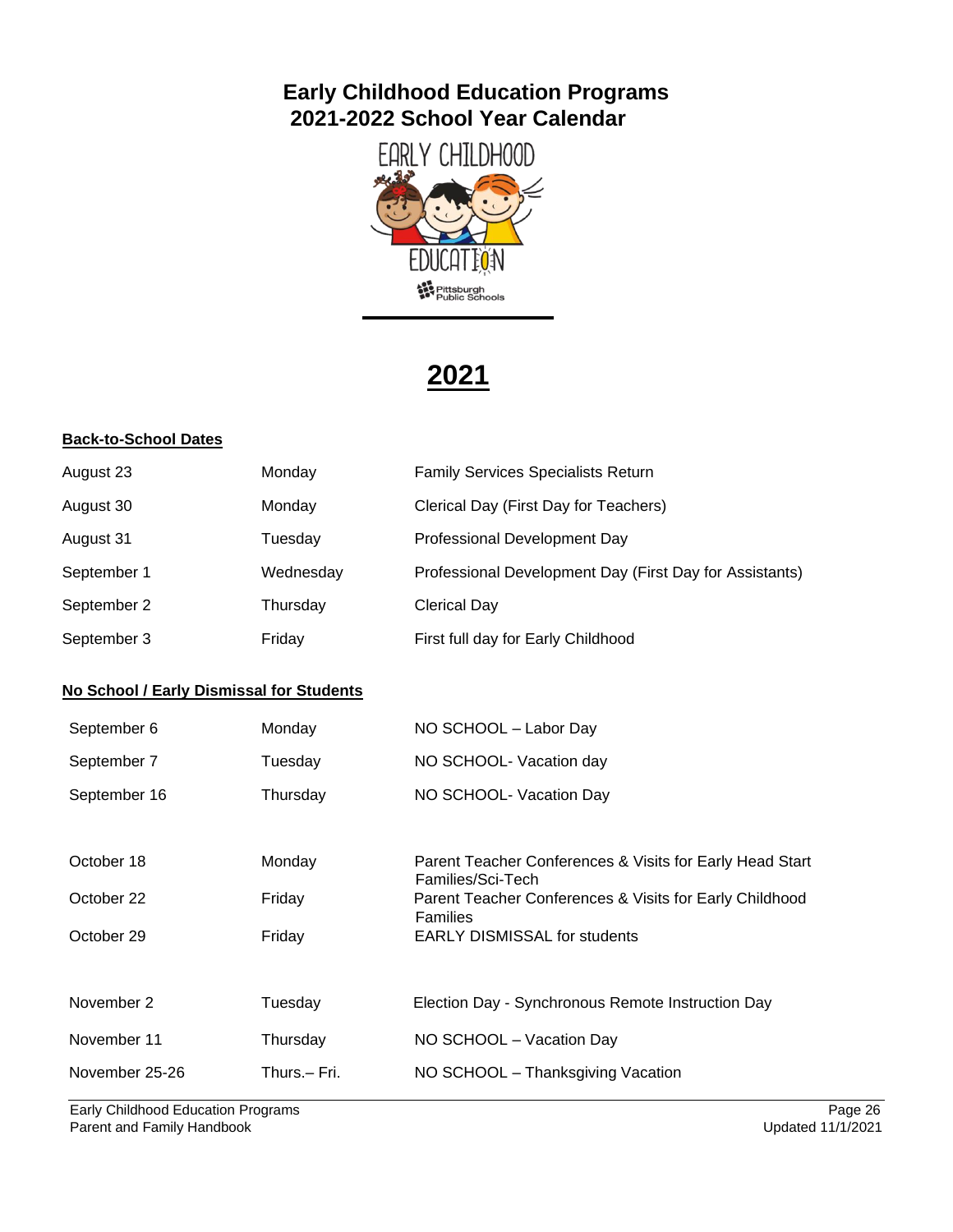# Early Childhood Education Programs
# 2021-2022 School Year Calendar

EARLY CHILDHOOD EDUCATION

Pittsburgh Public Schools

## 2021

**Back-to-School Dates**

| | | |
|---|---|---|
| August 23 | Monday | Family Services Specialists Return |
| August 30 | Monday | Clerical Day (First Day for Teachers) |
| August 31 | Tuesday | Professional Development Day |
| September 1 | Wednesday | Professional Development Day (First Day for Assistants) |
| September 2 | Thursday | Clerical Day |
| September 3 | Friday | First full day for Early Childhood |

**No School / Early Dismissal for Students**

| | | |
|---|---|---|
| September 6 | Monday | NO SCHOOL – Labor Day |
| September 7 | Tuesday | NO SCHOOL- Vacation day |
| September 16 | Thursday | NO SCHOOL- Vacation Day |
| October 18 | Monday | Parent Teacher Conferences & Visits for Early Head Start Families/Sci-Tech |
| October 22 | Friday | Parent Teacher Conferences & Visits for Early Childhood Families |
| October 29 | Friday | EARLY DISMISSAL for students |
| November 2 | Tuesday | Election Day - Synchronous Remote Instruction Day |
| November 11 | Thursday | NO SCHOOL – Vacation Day |
| November 25-26 | Thurs.– Fri. | NO SCHOOL – Thanksgiving Vacation |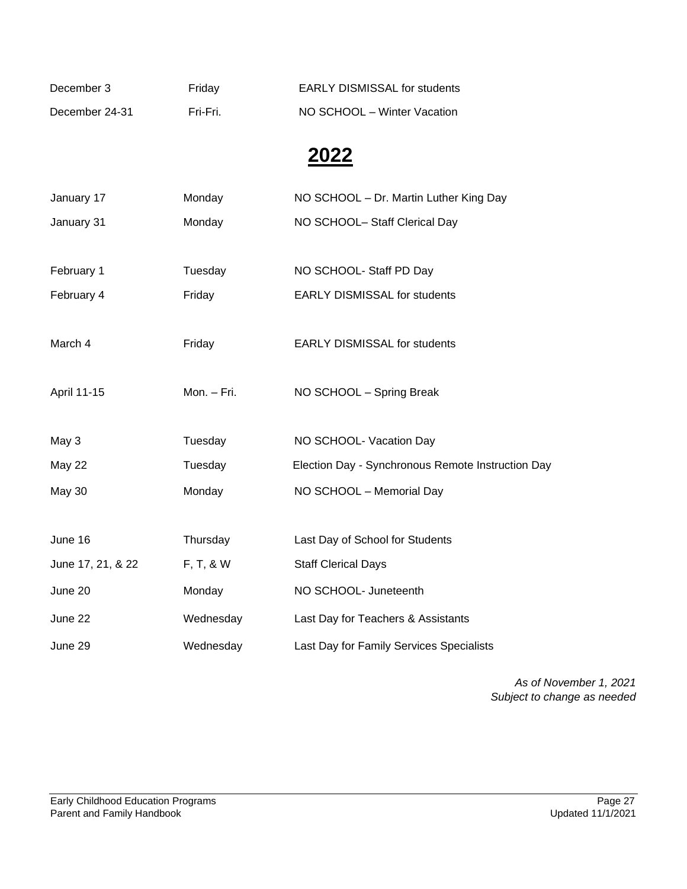| | | |
|---|---|---|
| December 3 | Friday | EARLY DISMISSAL for students |
| December 24-31 | Fri-Fri. | NO SCHOOL – Winter Vacation |

## 2022

| | | |
|---|---|---|
| January 17 | Monday | NO SCHOOL – Dr. Martin Luther King Day |
| January 31 | Monday | NO SCHOOL– Staff Clerical Day |
| February 1 | Tuesday | NO SCHOOL- Staff PD Day |
| February 4 | Friday | EARLY DISMISSAL for students |
| March 4 | Friday | EARLY DISMISSAL for students |
| April 11-15 | Mon. – Fri. | NO SCHOOL – Spring Break |
| May 3 | Tuesday | NO SCHOOL- Vacation Day |
| May 22 | Tuesday | Election Day - Synchronous Remote Instruction Day |
| May 30 | Monday | NO SCHOOL – Memorial Day |
| June 16 | Thursday | Last Day of School for Students |
| June 17, 21, & 22 | F, T, & W | Staff Clerical Days |
| June 20 | Monday | NO SCHOOL- Juneteenth |
| June 22 | Wednesday | Last Day for Teachers & Assistants |
| June 29 | Wednesday | Last Day for Family Services Specialists |

*As of November 1, 2021*
*Subject to change as needed*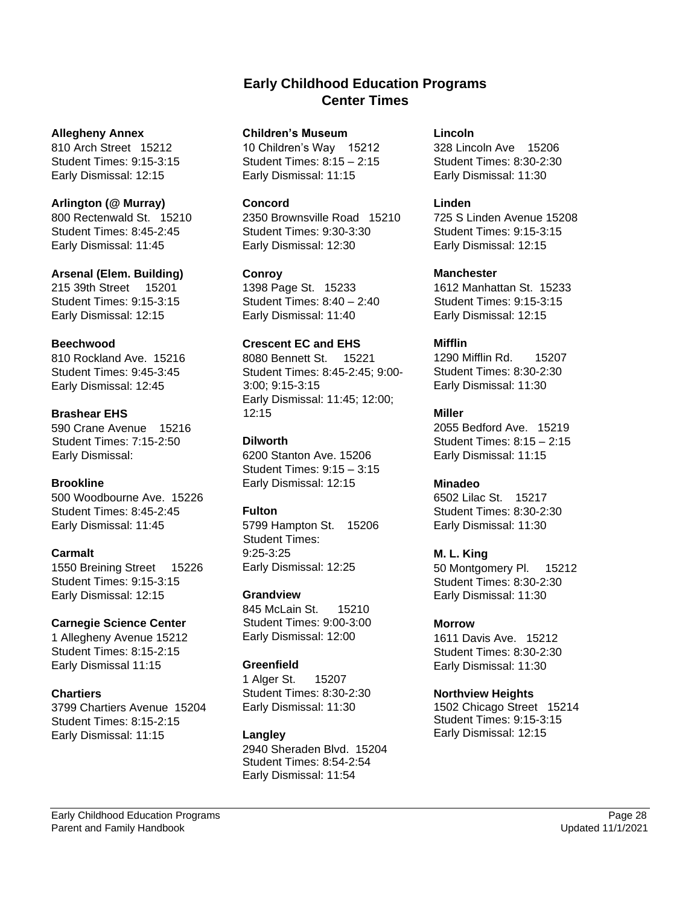# Early Childhood Education Programs
## Center Times

**Allegheny Annex**
810 Arch Street 15212
Student Times: 9:15-3:15
Early Dismissal: 12:15

**Arlington (@ Murray)**
800 Rectenwald St. 15210
Student Times: 8:45-2:45
Early Dismissal: 11:45

**Arsenal (Elem. Building)**
215 39th Street 15201
Student Times: 9:15-3:15
Early Dismissal: 12:15

**Beechwood**
810 Rockland Ave. 15216
Student Times: 9:45-3:45
Early Dismissal: 12:45

**Brashear EHS**
590 Crane Avenue 15216
Student Times: 7:15-2:50
Early Dismissal:

**Brookline**
500 Woodbourne Ave. 15226
Student Times: 8:45-2:45
Early Dismissal: 11:45

**Carmalt**
1550 Breining Street 15226
Student Times: 9:15-3:15
Early Dismissal: 12:15

**Carnegie Science Center**
1 Allegheny Avenue 15212
Student Times: 8:15-2:15
Early Dismissal 11:15

**Chartiers**
3799 Chartiers Avenue 15204
Student Times: 8:15-2:15
Early Dismissal: 11:15

**Children's Museum**
10 Children's Way 15212
Student Times: 8:15 – 2:15
Early Dismissal: 11:15

**Concord**
2350 Brownsville Road 15210
Student Times: 9:30-3:30
Early Dismissal: 12:30

**Conroy**
1398 Page St. 15233
Student Times: 8:40 – 2:40
Early Dismissal: 11:40

**Crescent EC and EHS**
8080 Bennett St. 15221
Student Times: 8:45-2:45; 9:00-3:00; 9:15-3:15
Early Dismissal: 11:45; 12:00; 12:15

**Dilworth**
6200 Stanton Ave. 15206
Student Times: 9:15 – 3:15
Early Dismissal: 12:15

**Fulton**
5799 Hampton St. 15206
Student Times:
9:25-3:25
Early Dismissal: 12:25

**Grandview**
845 McLain St. 15210
Student Times: 9:00-3:00
Early Dismissal: 12:00

**Greenfield**
1 Alger St. 15207
Student Times: 8:30-2:30
Early Dismissal: 11:30

**Langley**
2940 Sheraden Blvd. 15204
Student Times: 8:54-2:54
Early Dismissal: 11:54

**Lincoln**
328 Lincoln Ave 15206
Student Times: 8:30-2:30
Early Dismissal: 11:30

**Linden**
725 S Linden Avenue 15208
Student Times: 9:15-3:15
Early Dismissal: 12:15

**Manchester**
1612 Manhattan St. 15233
Student Times: 9:15-3:15
Early Dismissal: 12:15

**Mifflin**
1290 Mifflin Rd. 15207
Student Times: 8:30-2:30
Early Dismissal: 11:30

**Miller**
2055 Bedford Ave. 15219
Student Times: 8:15 – 2:15
Early Dismissal: 11:15

**Minadeo**
6502 Lilac St. 15217
Student Times: 8:30-2:30
Early Dismissal: 11:30

**M. L. King**
50 Montgomery Pl. 15212
Student Times: 8:30-2:30
Early Dismissal: 11:30

**Morrow**
1611 Davis Ave. 15212
Student Times: 8:30-2:30
Early Dismissal: 11:30

**Northview Heights**
1502 Chicago Street 15214
Student Times: 9:15-3:15
Early Dismissal: 12:15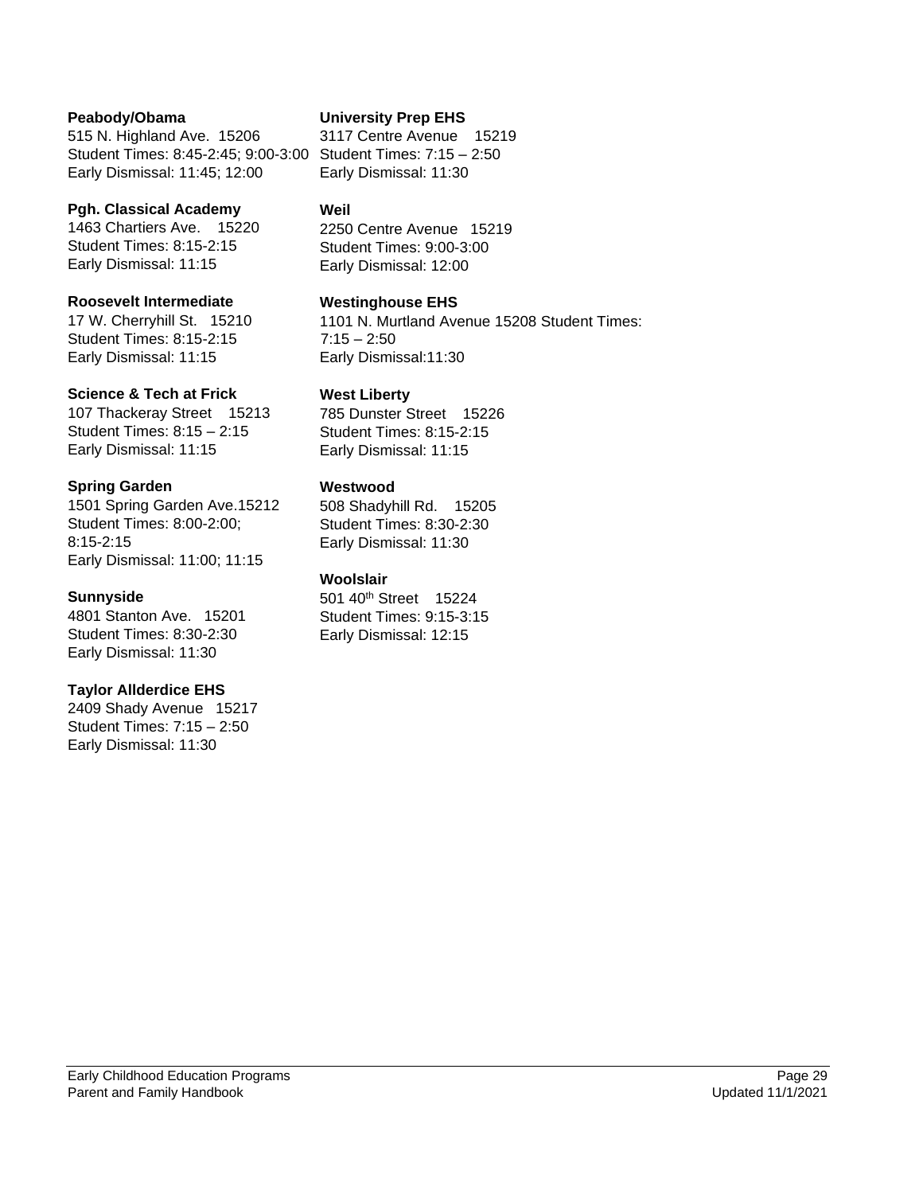**Peabody/Obama**
515 N. Highland Ave. 15206
Student Times: 8:45-2:45; 9:00-3:00
Early Dismissal: 11:45; 12:00

**Pgh. Classical Academy**
1463 Chartiers Ave. 15220
Student Times: 8:15-2:15
Early Dismissal: 11:15

**Roosevelt Intermediate**
17 W. Cherryhill St. 15210
Student Times: 8:15-2:15
Early Dismissal: 11:15

**Science & Tech at Frick**
107 Thackeray Street 15213
Student Times: 8:15 – 2:15
Early Dismissal: 11:15

**Spring Garden**
1501 Spring Garden Ave.15212
Student Times: 8:00-2:00;
8:15-2:15
Early Dismissal: 11:00; 11:15

**Sunnyside**
4801 Stanton Ave. 15201
Student Times: 8:30-2:30
Early Dismissal: 11:30

**Taylor Allderdice EHS**
2409 Shady Avenue 15217
Student Times: 7:15 – 2:50
Early Dismissal: 11:30

**University Prep EHS**
3117 Centre Avenue 15219
Student Times: 7:15 – 2:50
Early Dismissal: 11:30

**Weil**
2250 Centre Avenue 15219
Student Times: 9:00-3:00
Early Dismissal: 12:00

**Westinghouse EHS**
1101 N. Murtland Avenue 15208 Student Times:
7:15 – 2:50
Early Dismissal:11:30

**West Liberty**
785 Dunster Street 15226
Student Times: 8:15-2:15
Early Dismissal: 11:15

**Westwood**
508 Shadyhill Rd. 15205
Student Times: 8:30-2:30
Early Dismissal: 11:30

**Woolslair**
501 40th Street 15224
Student Times: 9:15-3:15
Early Dismissal: 12:15